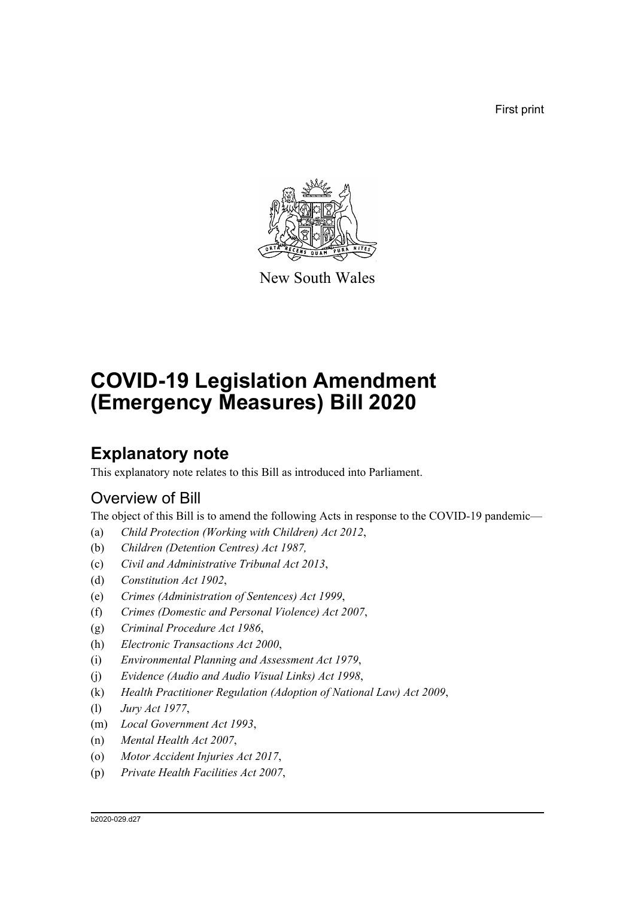First print

New South Wales

# COVID-19 Legislation Amendment (Emergency Measures) Bill 2020

## Explanatory note

This explanatory note relates to this Bill as introduced into Parliament.

### Overview of Bill

The object of this Bill is to amend the following Acts in response to the COVID-19 pandemic—

(a) *Child Protection (Working with Children) Act 2012*,

(b) *Children (Detention Centres) Act 1987,*

(c) *Civil and Administrative Tribunal Act 2013*,

(d) *Constitution Act 1902*,

(e) *Crimes (Administration of Sentences) Act 1999*,

(f) *Crimes (Domestic and Personal Violence) Act 2007*,

(g) *Criminal Procedure Act 1986*,

(h) *Electronic Transactions Act 2000*,

(i) *Environmental Planning and Assessment Act 1979*,

(j) *Evidence (Audio and Audio Visual Links) Act 1998*,

(k) *Health Practitioner Regulation (Adoption of National Law) Act 2009*,

(l) *Jury Act 1977*,

(m) *Local Government Act 1993*,

(n) *Mental Health Act 2007*,

(o) *Motor Accident Injuries Act 2017*,

(p) *Private Health Facilities Act 2007*,

b2020-029.d27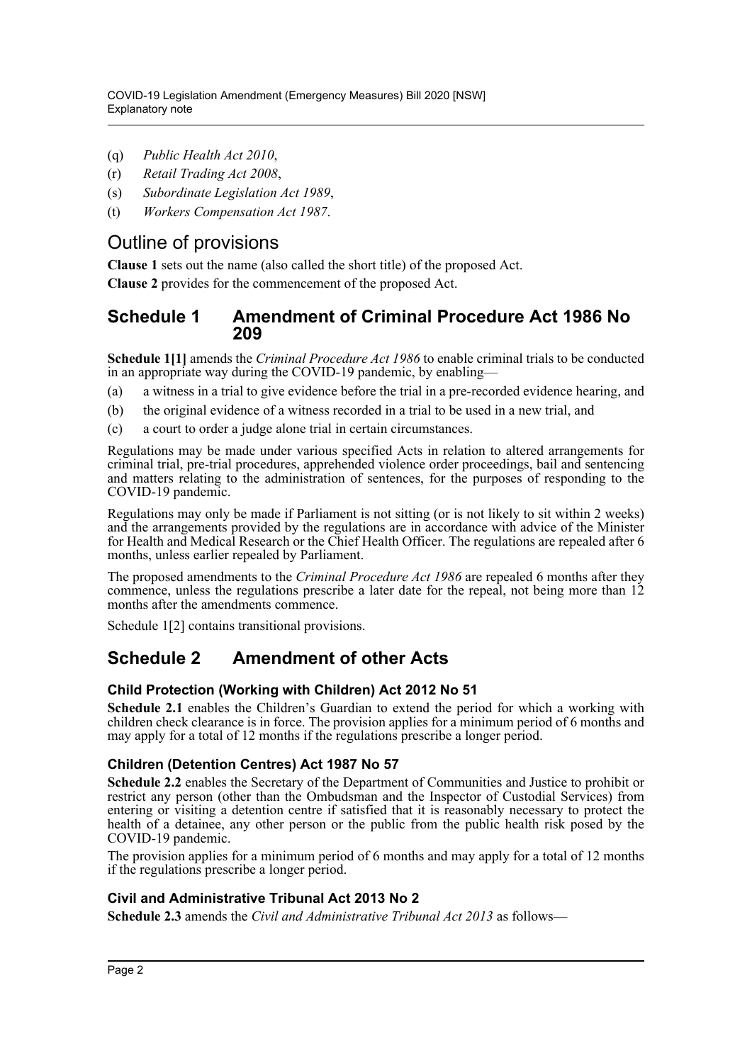(q) *Public Health Act 2010*,

(r) *Retail Trading Act 2008*,

(s) *Subordinate Legislation Act 1989*,

(t) *Workers Compensation Act 1987*.

## Outline of provisions

**Clause 1** sets out the name (also called the short title) of the proposed Act.

**Clause 2** provides for the commencement of the proposed Act.

## Schedule 1 Amendment of Criminal Procedure Act 1986 No 209

**Schedule 1[1]** amends the *Criminal Procedure Act 1986* to enable criminal trials to be conducted in an appropriate way during the COVID-19 pandemic, by enabling—

(a) a witness in a trial to give evidence before the trial in a pre-recorded evidence hearing, and

(b) the original evidence of a witness recorded in a trial to be used in a new trial, and

(c) a court to order a judge alone trial in certain circumstances.

Regulations may be made under various specified Acts in relation to altered arrangements for criminal trial, pre-trial procedures, apprehended violence order proceedings, bail and sentencing and matters relating to the administration of sentences, for the purposes of responding to the COVID-19 pandemic.

Regulations may only be made if Parliament is not sitting (or is not likely to sit within 2 weeks) and the arrangements provided by the regulations are in accordance with advice of the Minister for Health and Medical Research or the Chief Health Officer. The regulations are repealed after 6 months, unless earlier repealed by Parliament.

The proposed amendments to the *Criminal Procedure Act 1986* are repealed 6 months after they commence, unless the regulations prescribe a later date for the repeal, not being more than 12 months after the amendments commence.

Schedule 1[2] contains transitional provisions.

## Schedule 2 Amendment of other Acts

### Child Protection (Working with Children) Act 2012 No 51

**Schedule 2.1** enables the Children's Guardian to extend the period for which a working with children check clearance is in force. The provision applies for a minimum period of 6 months and may apply for a total of 12 months if the regulations prescribe a longer period.

### Children (Detention Centres) Act 1987 No 57

**Schedule 2.2** enables the Secretary of the Department of Communities and Justice to prohibit or restrict any person (other than the Ombudsman and the Inspector of Custodial Services) from entering or visiting a detention centre if satisfied that it is reasonably necessary to protect the health of a detainee, any other person or the public from the public health risk posed by the COVID-19 pandemic.

The provision applies for a minimum period of 6 months and may apply for a total of 12 months if the regulations prescribe a longer period.

### Civil and Administrative Tribunal Act 2013 No 2

**Schedule 2.3** amends the *Civil and Administrative Tribunal Act 2013* as follows—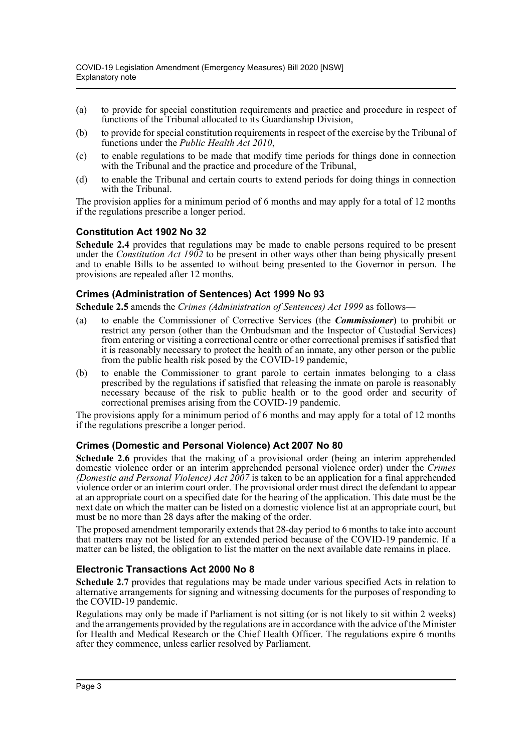(a) to provide for special constitution requirements and practice and procedure in respect of functions of the Tribunal allocated to its Guardianship Division,

(b) to provide for special constitution requirements in respect of the exercise by the Tribunal of functions under the *Public Health Act 2010*,

(c) to enable regulations to be made that modify time periods for things done in connection with the Tribunal and the practice and procedure of the Tribunal,

(d) to enable the Tribunal and certain courts to extend periods for doing things in connection with the Tribunal.

The provision applies for a minimum period of 6 months and may apply for a total of 12 months if the regulations prescribe a longer period.

### Constitution Act 1902 No 32

**Schedule 2.4** provides that regulations may be made to enable persons required to be present under the *Constitution Act 1902* to be present in other ways other than being physically present and to enable Bills to be assented to without being presented to the Governor in person. The provisions are repealed after 12 months.

### Crimes (Administration of Sentences) Act 1999 No 93

**Schedule 2.5** amends the *Crimes (Administration of Sentences) Act 1999* as follows—

(a) to enable the Commissioner of Corrective Services (the ***Commissioner***) to prohibit or restrict any person (other than the Ombudsman and the Inspector of Custodial Services) from entering or visiting a correctional centre or other correctional premises if satisfied that it is reasonably necessary to protect the health of an inmate, any other person or the public from the public health risk posed by the COVID-19 pandemic,

(b) to enable the Commissioner to grant parole to certain inmates belonging to a class prescribed by the regulations if satisfied that releasing the inmate on parole is reasonably necessary because of the risk to public health or to the good order and security of correctional premises arising from the COVID-19 pandemic.

The provisions apply for a minimum period of 6 months and may apply for a total of 12 months if the regulations prescribe a longer period.

### Crimes (Domestic and Personal Violence) Act 2007 No 80

**Schedule 2.6** provides that the making of a provisional order (being an interim apprehended domestic violence order or an interim apprehended personal violence order) under the *Crimes (Domestic and Personal Violence) Act 2007* is taken to be an application for a final apprehended violence order or an interim court order. The provisional order must direct the defendant to appear at an appropriate court on a specified date for the hearing of the application. This date must be the next date on which the matter can be listed on a domestic violence list at an appropriate court, but must be no more than 28 days after the making of the order.

The proposed amendment temporarily extends that 28-day period to 6 months to take into account that matters may not be listed for an extended period because of the COVID-19 pandemic. If a matter can be listed, the obligation to list the matter on the next available date remains in place.

### Electronic Transactions Act 2000 No 8

**Schedule 2.7** provides that regulations may be made under various specified Acts in relation to alternative arrangements for signing and witnessing documents for the purposes of responding to the COVID-19 pandemic.

Regulations may only be made if Parliament is not sitting (or is not likely to sit within 2 weeks) and the arrangements provided by the regulations are in accordance with the advice of the Minister for Health and Medical Research or the Chief Health Officer. The regulations expire 6 months after they commence, unless earlier resolved by Parliament.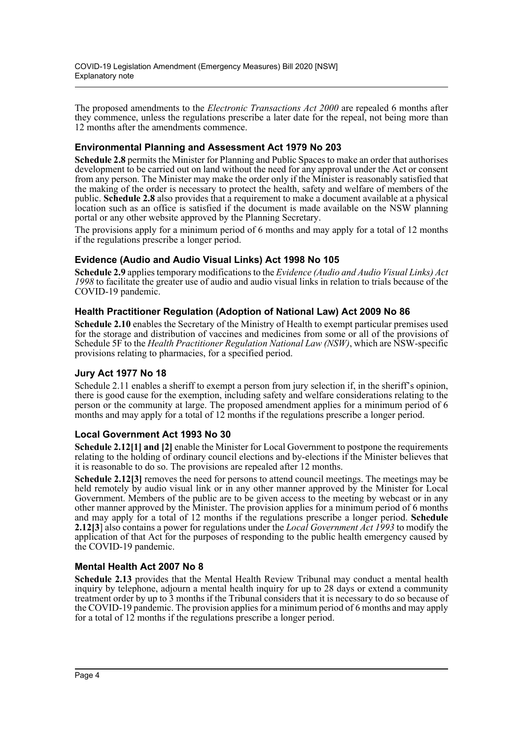The proposed amendments to the *Electronic Transactions Act 2000* are repealed 6 months after they commence, unless the regulations prescribe a later date for the repeal, not being more than 12 months after the amendments commence.

### Environmental Planning and Assessment Act 1979 No 203

**Schedule 2.8** permits the Minister for Planning and Public Spaces to make an order that authorises development to be carried out on land without the need for any approval under the Act or consent from any person. The Minister may make the order only if the Minister is reasonably satisfied that the making of the order is necessary to protect the health, safety and welfare of members of the public. **Schedule 2.8** also provides that a requirement to make a document available at a physical location such as an office is satisfied if the document is made available on the NSW planning portal or any other website approved by the Planning Secretary.

The provisions apply for a minimum period of 6 months and may apply for a total of 12 months if the regulations prescribe a longer period.

### Evidence (Audio and Audio Visual Links) Act 1998 No 105

**Schedule 2.9** applies temporary modifications to the *Evidence (Audio and Audio Visual Links) Act 1998* to facilitate the greater use of audio and audio visual links in relation to trials because of the COVID-19 pandemic.

### Health Practitioner Regulation (Adoption of National Law) Act 2009 No 86

**Schedule 2.10** enables the Secretary of the Ministry of Health to exempt particular premises used for the storage and distribution of vaccines and medicines from some or all of the provisions of Schedule 5F to the *Health Practitioner Regulation National Law (NSW)*, which are NSW-specific provisions relating to pharmacies, for a specified period.

### Jury Act 1977 No 18

Schedule 2.11 enables a sheriff to exempt a person from jury selection if, in the sheriff's opinion, there is good cause for the exemption, including safety and welfare considerations relating to the person or the community at large. The proposed amendment applies for a minimum period of 6 months and may apply for a total of 12 months if the regulations prescribe a longer period.

### Local Government Act 1993 No 30

**Schedule 2.12[1] and [2]** enable the Minister for Local Government to postpone the requirements relating to the holding of ordinary council elections and by-elections if the Minister believes that it is reasonable to do so. The provisions are repealed after 12 months.

**Schedule 2.12[3]** removes the need for persons to attend council meetings. The meetings may be held remotely by audio visual link or in any other manner approved by the Minister for Local Government. Members of the public are to be given access to the meeting by webcast or in any other manner approved by the Minister. The provision applies for a minimum period of 6 months and may apply for a total of 12 months if the regulations prescribe a longer period. **Schedule 2.12[3]** also contains a power for regulations under the *Local Government Act 1993* to modify the application of that Act for the purposes of responding to the public health emergency caused by the COVID-19 pandemic.

### Mental Health Act 2007 No 8

**Schedule 2.13** provides that the Mental Health Review Tribunal may conduct a mental health inquiry by telephone, adjourn a mental health inquiry for up to 28 days or extend a community treatment order by up to 3 months if the Tribunal considers that it is necessary to do so because of the COVID-19 pandemic. The provision applies for a minimum period of 6 months and may apply for a total of 12 months if the regulations prescribe a longer period.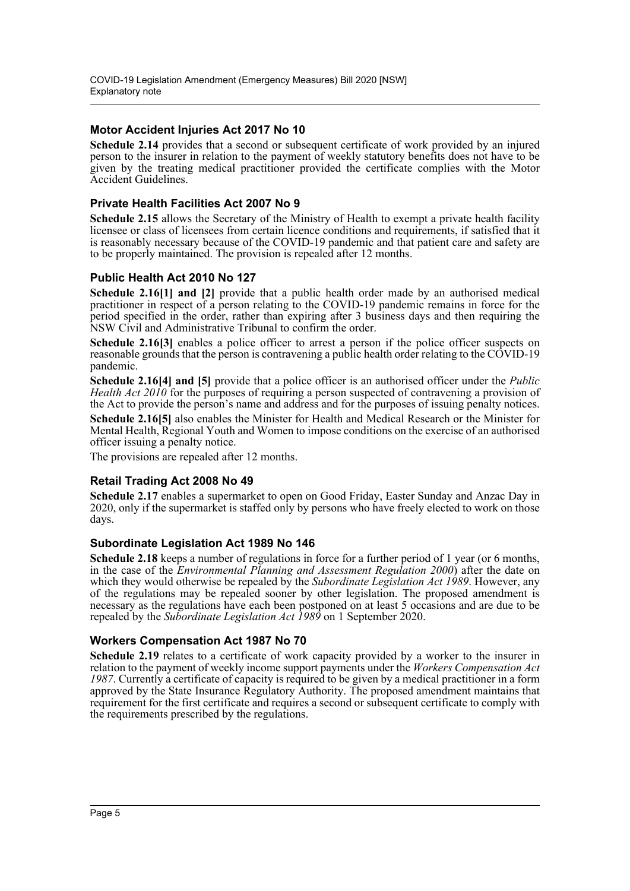### Motor Accident Injuries Act 2017 No 10

**Schedule 2.14** provides that a second or subsequent certificate of work provided by an injured person to the insurer in relation to the payment of weekly statutory benefits does not have to be given by the treating medical practitioner provided the certificate complies with the Motor Accident Guidelines.

### Private Health Facilities Act 2007 No 9

**Schedule 2.15** allows the Secretary of the Ministry of Health to exempt a private health facility licensee or class of licensees from certain licence conditions and requirements, if satisfied that it is reasonably necessary because of the COVID-19 pandemic and that patient care and safety are to be properly maintained. The provision is repealed after 12 months.

### Public Health Act 2010 No 127

**Schedule 2.16[1] and [2]** provide that a public health order made by an authorised medical practitioner in respect of a person relating to the COVID-19 pandemic remains in force for the period specified in the order, rather than expiring after 3 business days and then requiring the NSW Civil and Administrative Tribunal to confirm the order.

**Schedule 2.16[3]** enables a police officer to arrest a person if the police officer suspects on reasonable grounds that the person is contravening a public health order relating to the COVID-19 pandemic.

**Schedule 2.16[4] and [5]** provide that a police officer is an authorised officer under the *Public Health Act 2010* for the purposes of requiring a person suspected of contravening a provision of the Act to provide the person's name and address and for the purposes of issuing penalty notices.

**Schedule 2.16[5]** also enables the Minister for Health and Medical Research or the Minister for Mental Health, Regional Youth and Women to impose conditions on the exercise of an authorised officer issuing a penalty notice.

The provisions are repealed after 12 months.

### Retail Trading Act 2008 No 49

**Schedule 2.17** enables a supermarket to open on Good Friday, Easter Sunday and Anzac Day in 2020, only if the supermarket is staffed only by persons who have freely elected to work on those days.

### Subordinate Legislation Act 1989 No 146

**Schedule 2.18** keeps a number of regulations in force for a further period of 1 year (or 6 months, in the case of the *Environmental Planning and Assessment Regulation 2000*) after the date on which they would otherwise be repealed by the *Subordinate Legislation Act 1989*. However, any of the regulations may be repealed sooner by other legislation. The proposed amendment is necessary as the regulations have each been postponed on at least 5 occasions and are due to be repealed by the *Subordinate Legislation Act 1989* on 1 September 2020.

### Workers Compensation Act 1987 No 70

**Schedule 2.19** relates to a certificate of work capacity provided by a worker to the insurer in relation to the payment of weekly income support payments under the *Workers Compensation Act 1987*. Currently a certificate of capacity is required to be given by a medical practitioner in a form approved by the State Insurance Regulatory Authority. The proposed amendment maintains that requirement for the first certificate and requires a second or subsequent certificate to comply with the requirements prescribed by the regulations.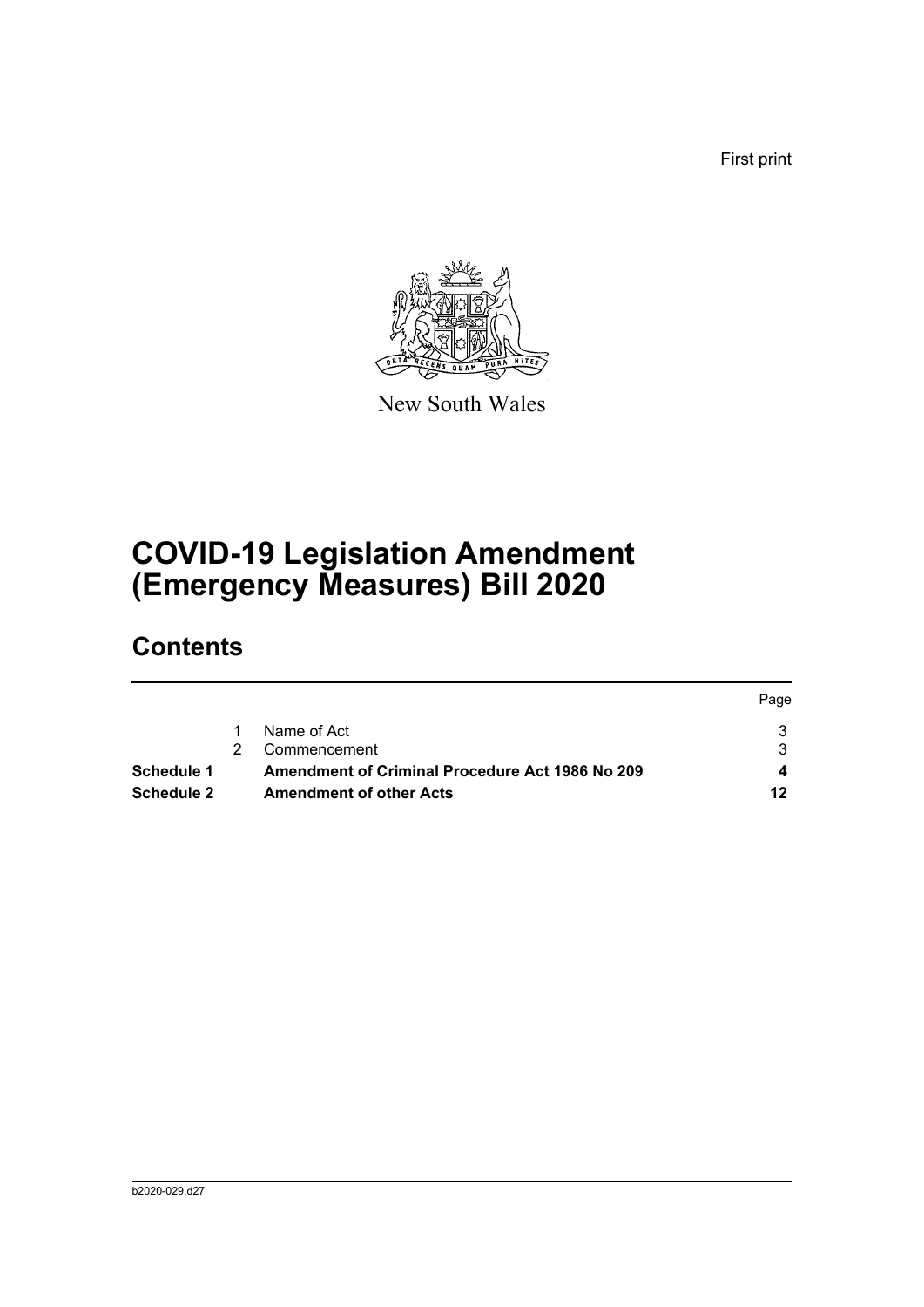First print

New South Wales

# COVID-19 Legislation Amendment (Emergency Measures) Bill 2020

## Contents

| | | | Page |
|---|---|---|---|
| | 1 | Name of Act | 3 |
| | 2 | Commencement | 3 |
| **Schedule 1** | | **Amendment of Criminal Procedure Act 1986 No 209** | **4** |
| **Schedule 2** | | **Amendment of other Acts** | **12** |

b2020-029.d27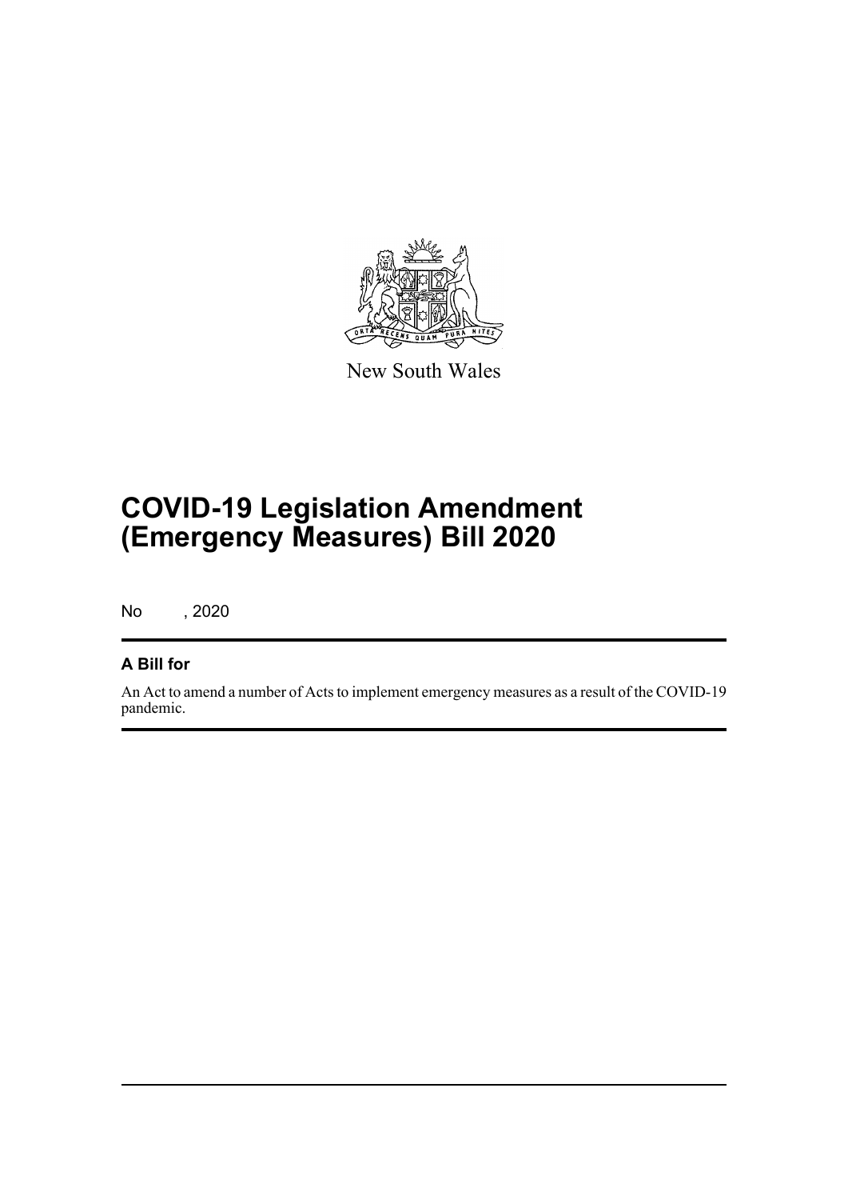New South Wales

# COVID-19 Legislation Amendment (Emergency Measures) Bill 2020

No , 2020

## A Bill for

An Act to amend a number of Acts to implement emergency measures as a result of the COVID-19 pandemic.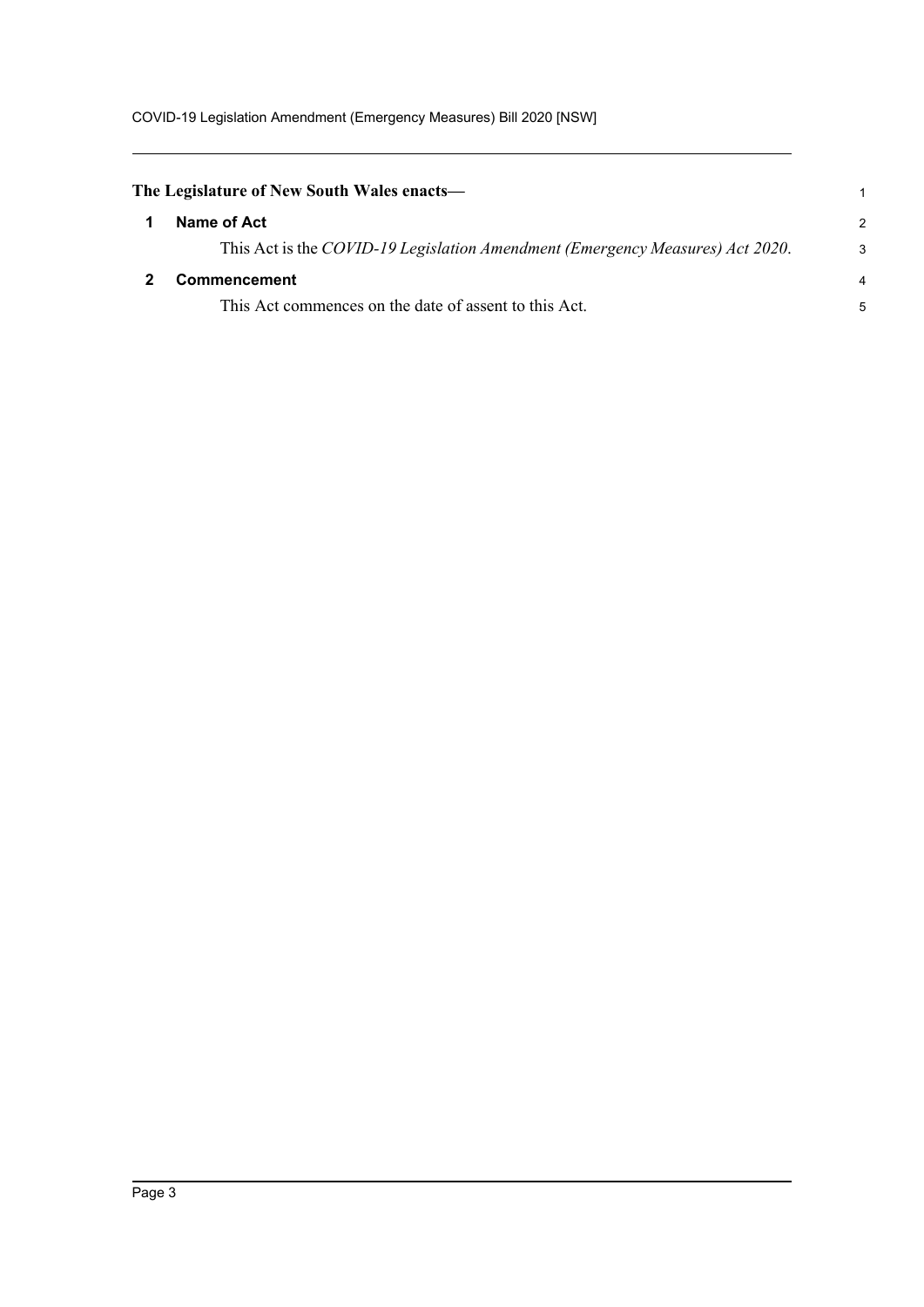**The Legislature of New South Wales enacts—**

## 1 Name of Act

This Act is the *COVID-19 Legislation Amendment (Emergency Measures) Act 2020*.

## 2 Commencement

This Act commences on the date of assent to this Act.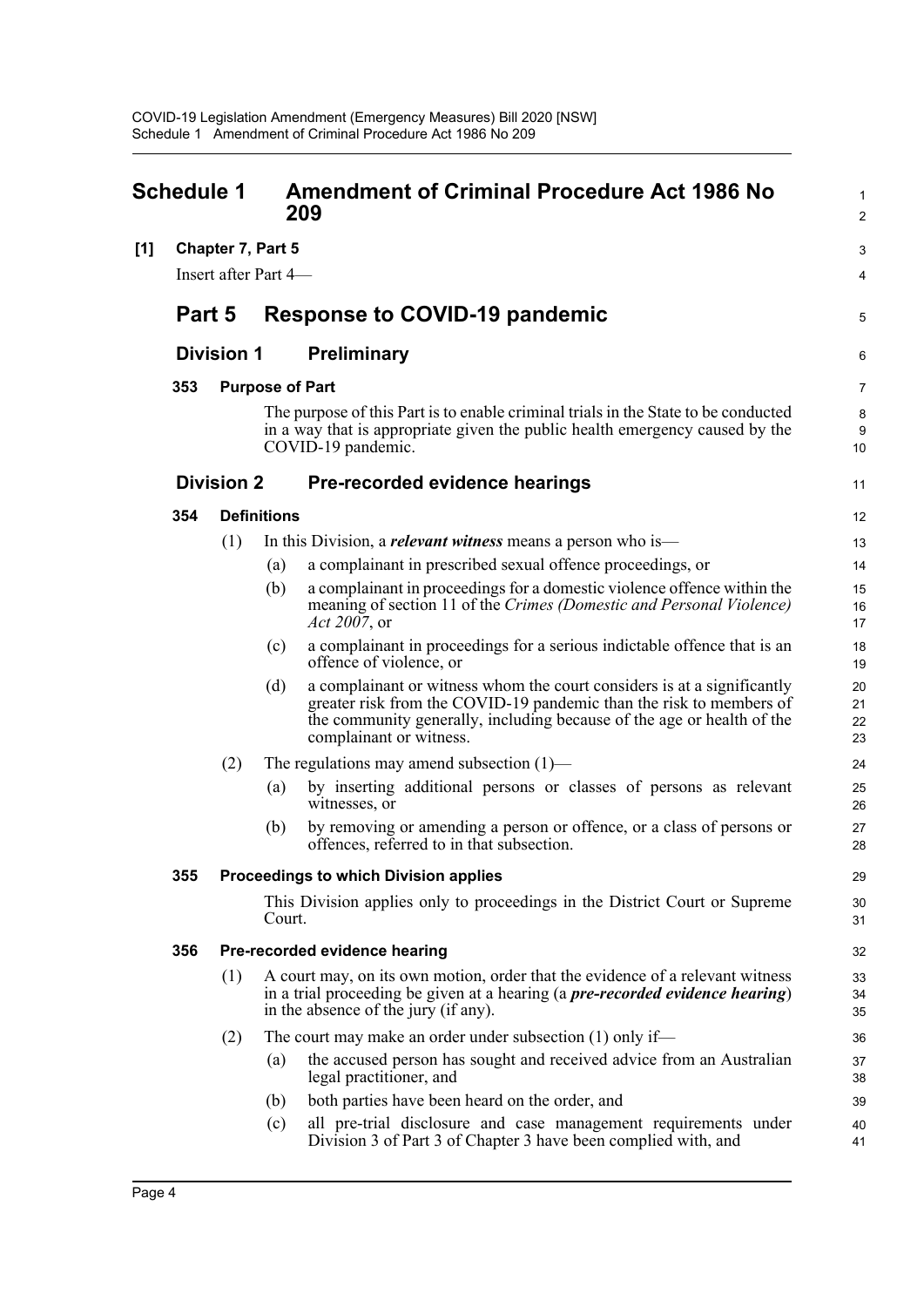# Schedule 1 Amendment of Criminal Procedure Act 1986 No 209

**[1] Chapter 7, Part 5**

Insert after Part 4—

## Part 5 Response to COVID-19 pandemic

### Division 1 Preliminary

#### 353 Purpose of Part

The purpose of this Part is to enable criminal trials in the State to be conducted in a way that is appropriate given the public health emergency caused by the COVID-19 pandemic.

### Division 2 Pre-recorded evidence hearings

#### 354 Definitions

(1) In this Division, a ***relevant witness*** means a person who is—

(a) a complainant in prescribed sexual offence proceedings, or

(b) a complainant in proceedings for a domestic violence offence within the meaning of section 11 of the *Crimes (Domestic and Personal Violence) Act 2007*, or

(c) a complainant in proceedings for a serious indictable offence that is an offence of violence, or

(d) a complainant or witness whom the court considers is at a significantly greater risk from the COVID-19 pandemic than the risk to members of the community generally, including because of the age or health of the complainant or witness.

(2) The regulations may amend subsection (1)—

(a) by inserting additional persons or classes of persons as relevant witnesses, or

(b) by removing or amending a person or offence, or a class of persons or offences, referred to in that subsection.

#### 355 Proceedings to which Division applies

This Division applies only to proceedings in the District Court or Supreme Court.

#### 356 Pre-recorded evidence hearing

(1) A court may, on its own motion, order that the evidence of a relevant witness in a trial proceeding be given at a hearing (a ***pre-recorded evidence hearing***) in the absence of the jury (if any).

(2) The court may make an order under subsection (1) only if—

(a) the accused person has sought and received advice from an Australian legal practitioner, and

(b) both parties have been heard on the order, and

(c) all pre-trial disclosure and case management requirements under Division 3 of Part 3 of Chapter 3 have been complied with, and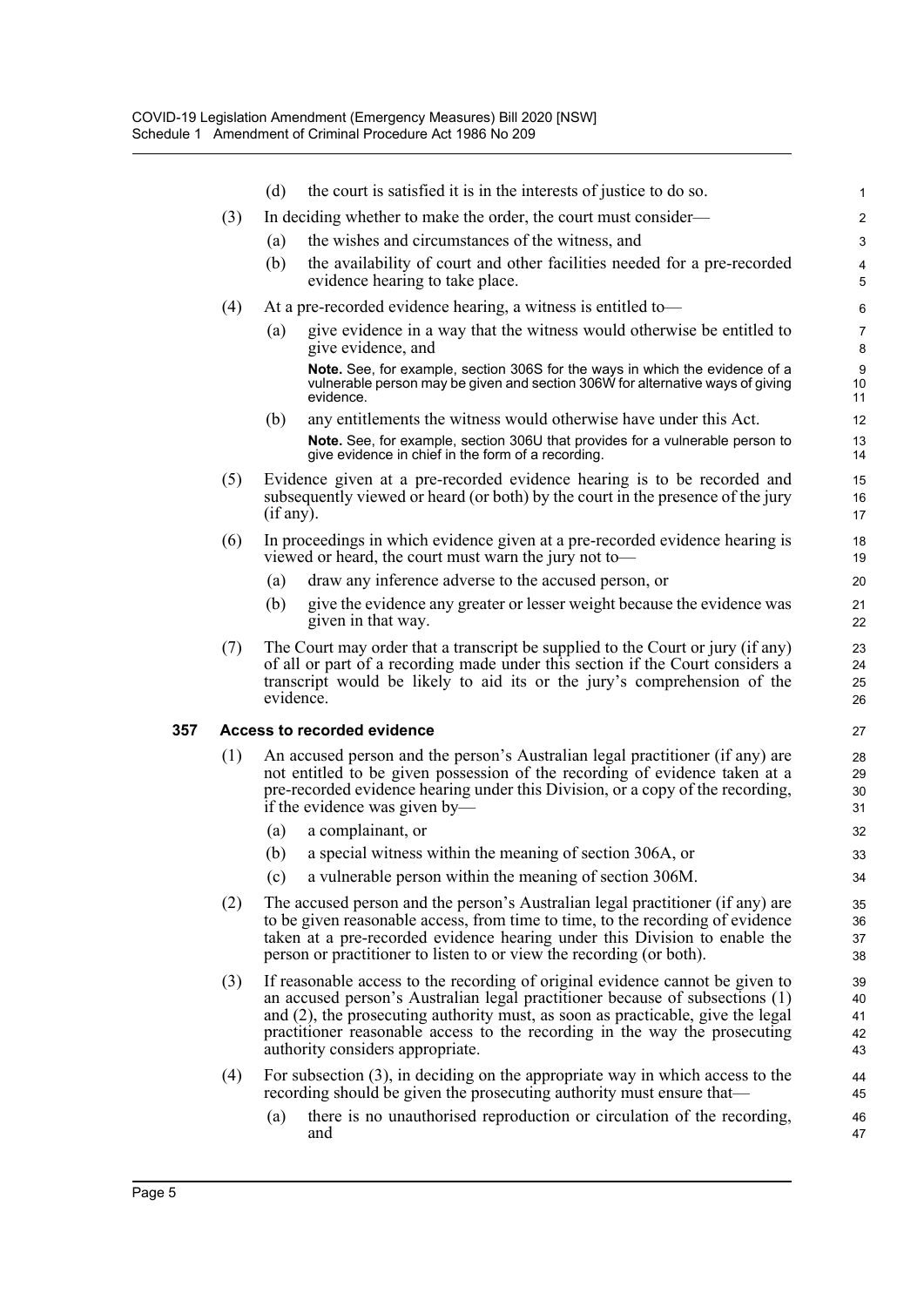(d) the court is satisfied it is in the interests of justice to do so.

(3) In deciding whether to make the order, the court must consider—

(a) the wishes and circumstances of the witness, and

(b) the availability of court and other facilities needed for a pre-recorded evidence hearing to take place.

(4) At a pre-recorded evidence hearing, a witness is entitled to—

(a) give evidence in a way that the witness would otherwise be entitled to give evidence, and

**Note.** See, for example, section 306S for the ways in which the evidence of a vulnerable person may be given and section 306W for alternative ways of giving evidence.

(b) any entitlements the witness would otherwise have under this Act.

**Note.** See, for example, section 306U that provides for a vulnerable person to give evidence in chief in the form of a recording.

(5) Evidence given at a pre-recorded evidence hearing is to be recorded and subsequently viewed or heard (or both) by the court in the presence of the jury (if any).

(6) In proceedings in which evidence given at a pre-recorded evidence hearing is viewed or heard, the court must warn the jury not to—

(a) draw any inference adverse to the accused person, or

(b) give the evidence any greater or lesser weight because the evidence was given in that way.

(7) The Court may order that a transcript be supplied to the Court or jury (if any) of all or part of a recording made under this section if the Court considers a transcript would be likely to aid its or the jury's comprehension of the evidence.

**357 Access to recorded evidence**

(1) An accused person and the person's Australian legal practitioner (if any) are not entitled to be given possession of the recording of evidence taken at a pre-recorded evidence hearing under this Division, or a copy of the recording, if the evidence was given by—

(a) a complainant, or

(b) a special witness within the meaning of section 306A, or

(c) a vulnerable person within the meaning of section 306M.

(2) The accused person and the person's Australian legal practitioner (if any) are to be given reasonable access, from time to time, to the recording of evidence taken at a pre-recorded evidence hearing under this Division to enable the person or practitioner to listen to or view the recording (or both).

(3) If reasonable access to the recording of original evidence cannot be given to an accused person's Australian legal practitioner because of subsections (1) and (2), the prosecuting authority must, as soon as practicable, give the legal practitioner reasonable access to the recording in the way the prosecuting authority considers appropriate.

(4) For subsection (3), in deciding on the appropriate way in which access to the recording should be given the prosecuting authority must ensure that—

(a) there is no unauthorised reproduction or circulation of the recording, and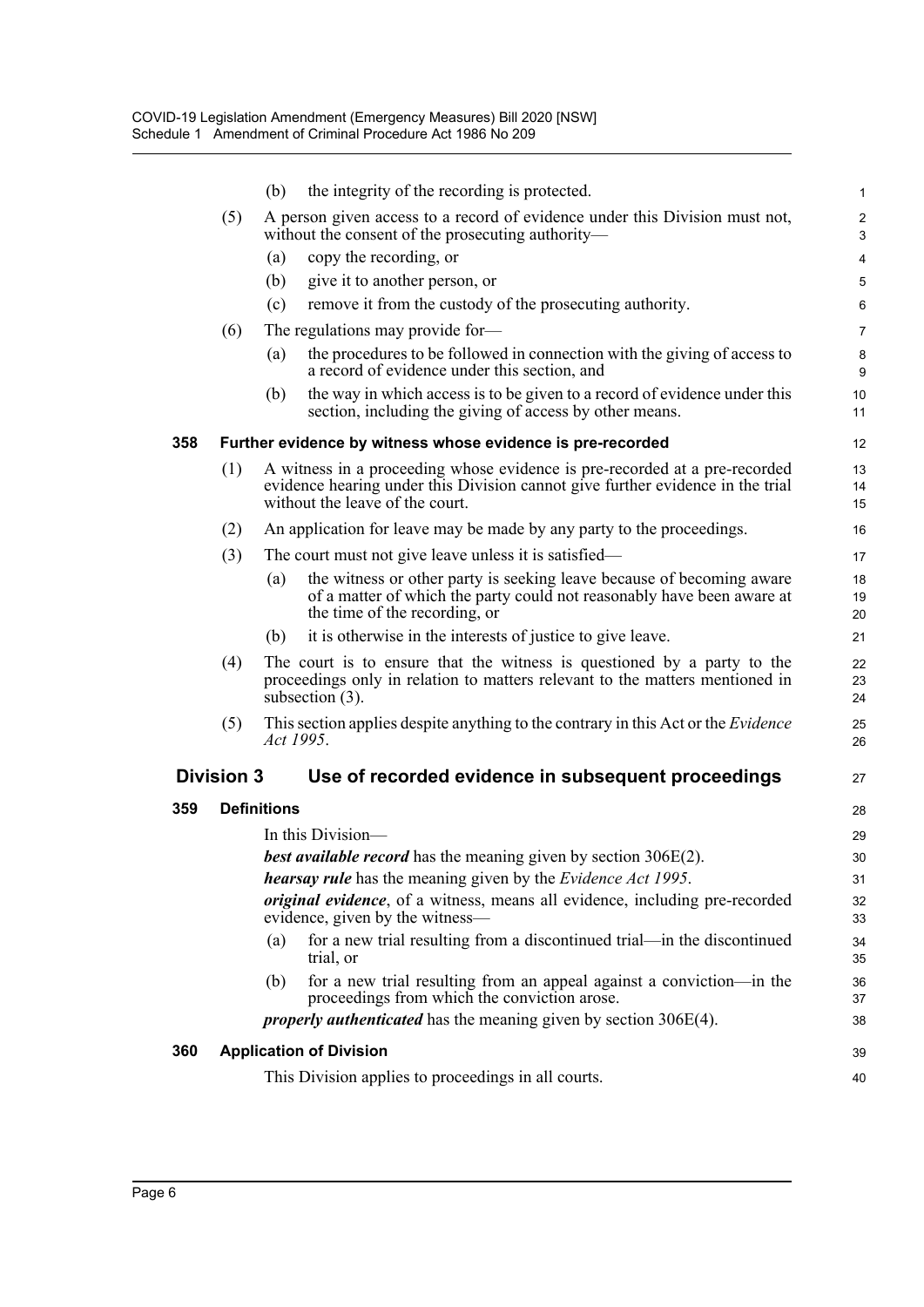(b) the integrity of the recording is protected.

(5) A person given access to a record of evidence under this Division must not, without the consent of the prosecuting authority—

(a) copy the recording, or

(b) give it to another person, or

(c) remove it from the custody of the prosecuting authority.

(6) The regulations may provide for—

(a) the procedures to be followed in connection with the giving of access to a record of evidence under this section, and

(b) the way in which access is to be given to a record of evidence under this section, including the giving of access by other means.

### 358 Further evidence by witness whose evidence is pre-recorded

(1) A witness in a proceeding whose evidence is pre-recorded at a pre-recorded evidence hearing under this Division cannot give further evidence in the trial without the leave of the court.

(2) An application for leave may be made by any party to the proceedings.

(3) The court must not give leave unless it is satisfied—

(a) the witness or other party is seeking leave because of becoming aware of a matter of which the party could not reasonably have been aware at the time of the recording, or

(b) it is otherwise in the interests of justice to give leave.

(4) The court is to ensure that the witness is questioned by a party to the proceedings only in relation to matters relevant to the matters mentioned in subsection (3).

(5) This section applies despite anything to the contrary in this Act or the *Evidence Act 1995*.

## Division 3 Use of recorded evidence in subsequent proceedings

### 359 Definitions

In this Division—

***best available record*** has the meaning given by section 306E(2).

***hearsay rule*** has the meaning given by the *Evidence Act 1995*.

***original evidence***, of a witness, means all evidence, including pre-recorded evidence, given by the witness—

(a) for a new trial resulting from a discontinued trial—in the discontinued trial, or

(b) for a new trial resulting from an appeal against a conviction—in the proceedings from which the conviction arose.

***properly authenticated*** has the meaning given by section 306E(4).

### 360 Application of Division

This Division applies to proceedings in all courts.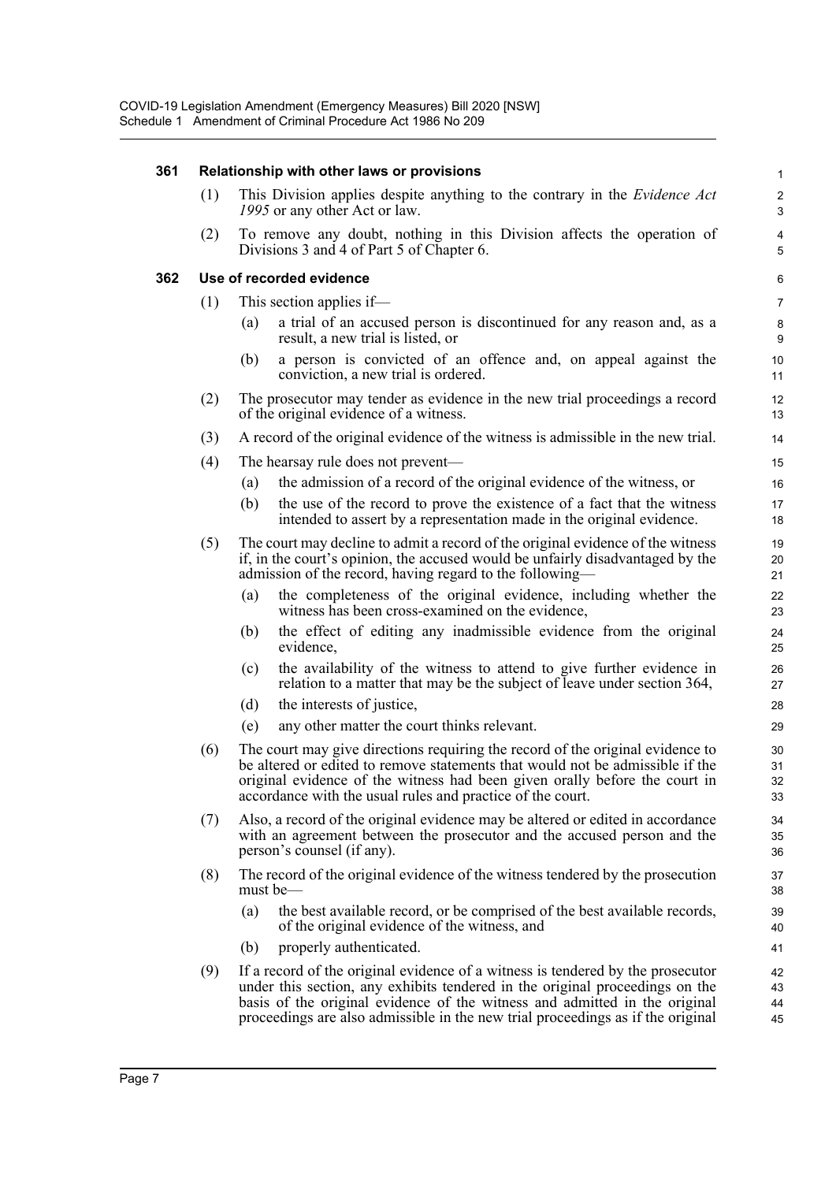**361 Relationship with other laws or provisions**

(1) This Division applies despite anything to the contrary in the *Evidence Act 1995* or any other Act or law.

(2) To remove any doubt, nothing in this Division affects the operation of Divisions 3 and 4 of Part 5 of Chapter 6.

**362 Use of recorded evidence**

(1) This section applies if—

(a) a trial of an accused person is discontinued for any reason and, as a result, a new trial is listed, or

(b) a person is convicted of an offence and, on appeal against the conviction, a new trial is ordered.

(2) The prosecutor may tender as evidence in the new trial proceedings a record of the original evidence of a witness.

(3) A record of the original evidence of the witness is admissible in the new trial.

(4) The hearsay rule does not prevent—

(a) the admission of a record of the original evidence of the witness, or

(b) the use of the record to prove the existence of a fact that the witness intended to assert by a representation made in the original evidence.

(5) The court may decline to admit a record of the original evidence of the witness if, in the court's opinion, the accused would be unfairly disadvantaged by the admission of the record, having regard to the following—

(a) the completeness of the original evidence, including whether the witness has been cross-examined on the evidence,

(b) the effect of editing any inadmissible evidence from the original evidence,

(c) the availability of the witness to attend to give further evidence in relation to a matter that may be the subject of leave under section 364,

(d) the interests of justice,

(e) any other matter the court thinks relevant.

(6) The court may give directions requiring the record of the original evidence to be altered or edited to remove statements that would not be admissible if the original evidence of the witness had been given orally before the court in accordance with the usual rules and practice of the court.

(7) Also, a record of the original evidence may be altered or edited in accordance with an agreement between the prosecutor and the accused person and the person's counsel (if any).

(8) The record of the original evidence of the witness tendered by the prosecution must be—

(a) the best available record, or be comprised of the best available records, of the original evidence of the witness, and

(b) properly authenticated.

(9) If a record of the original evidence of a witness is tendered by the prosecutor under this section, any exhibits tendered in the original proceedings on the basis of the original evidence of the witness and admitted in the original proceedings are also admissible in the new trial proceedings as if the original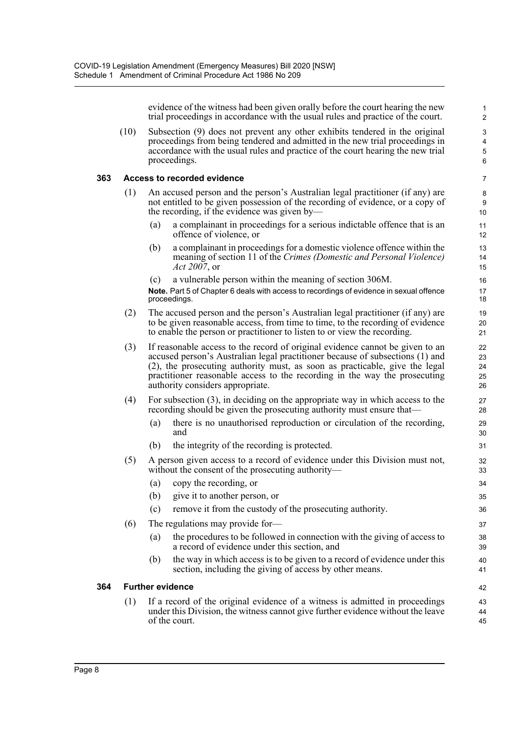evidence of the witness had been given orally before the court hearing the new trial proceedings in accordance with the usual rules and practice of the court.

(10) Subsection (9) does not prevent any other exhibits tendered in the original proceedings from being tendered and admitted in the new trial proceedings in accordance with the usual rules and practice of the court hearing the new trial proceedings.

### 363 Access to recorded evidence

(1) An accused person and the person's Australian legal practitioner (if any) are not entitled to be given possession of the recording of evidence, or a copy of the recording, if the evidence was given by—

(a) a complainant in proceedings for a serious indictable offence that is an offence of violence, or

(b) a complainant in proceedings for a domestic violence offence within the meaning of section 11 of the *Crimes (Domestic and Personal Violence) Act 2007*, or

(c) a vulnerable person within the meaning of section 306M.

**Note.** Part 5 of Chapter 6 deals with access to recordings of evidence in sexual offence proceedings.

(2) The accused person and the person's Australian legal practitioner (if any) are to be given reasonable access, from time to time, to the recording of evidence to enable the person or practitioner to listen to or view the recording.

(3) If reasonable access to the record of original evidence cannot be given to an accused person's Australian legal practitioner because of subsections (1) and (2), the prosecuting authority must, as soon as practicable, give the legal practitioner reasonable access to the recording in the way the prosecuting authority considers appropriate.

(4) For subsection (3), in deciding on the appropriate way in which access to the recording should be given the prosecuting authority must ensure that—

(a) there is no unauthorised reproduction or circulation of the recording, and

(b) the integrity of the recording is protected.

(5) A person given access to a record of evidence under this Division must not, without the consent of the prosecuting authority—

(a) copy the recording, or

(b) give it to another person, or

(c) remove it from the custody of the prosecuting authority.

(6) The regulations may provide for—

(a) the procedures to be followed in connection with the giving of access to a record of evidence under this section, and

(b) the way in which access is to be given to a record of evidence under this section, including the giving of access by other means.

### 364 Further evidence

(1) If a record of the original evidence of a witness is admitted in proceedings under this Division, the witness cannot give further evidence without the leave of the court.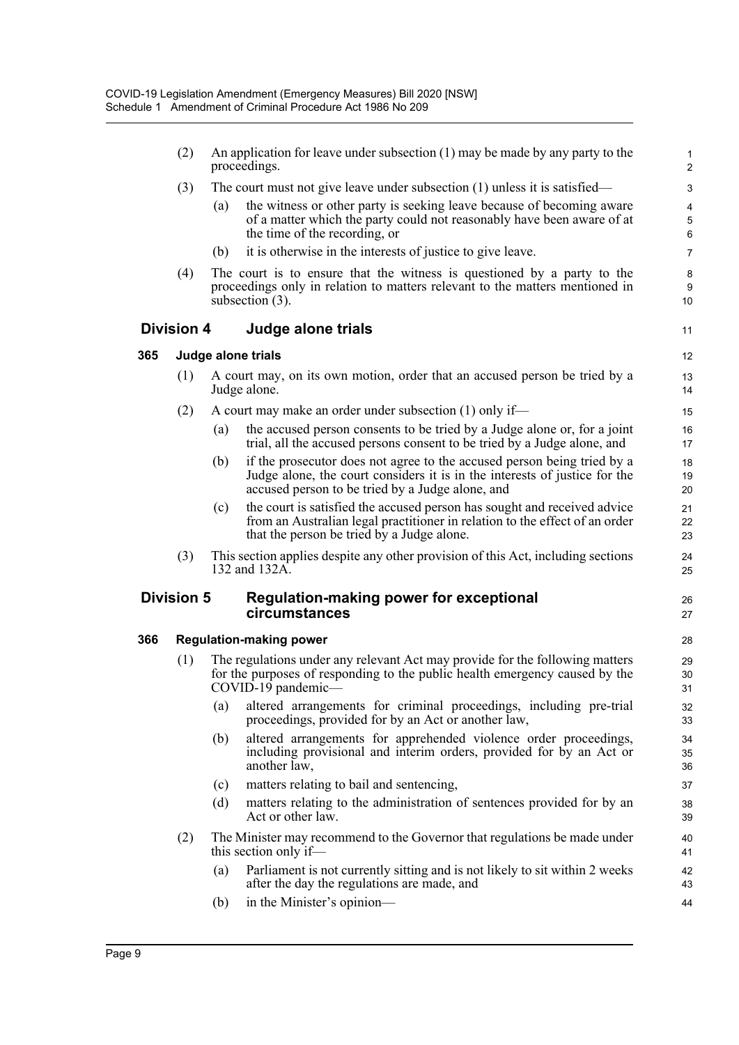(2) An application for leave under subsection (1) may be made by any party to the proceedings.

(3) The court must not give leave under subsection (1) unless it is satisfied—

(a) the witness or other party is seeking leave because of becoming aware of a matter which the party could not reasonably have been aware of at the time of the recording, or

(b) it is otherwise in the interests of justice to give leave.

(4) The court is to ensure that the witness is questioned by a party to the proceedings only in relation to matters relevant to the matters mentioned in subsection (3).

## Division 4 Judge alone trials

### 365 Judge alone trials

(1) A court may, on its own motion, order that an accused person be tried by a Judge alone.

(2) A court may make an order under subsection (1) only if—

(a) the accused person consents to be tried by a Judge alone or, for a joint trial, all the accused persons consent to be tried by a Judge alone, and

(b) if the prosecutor does not agree to the accused person being tried by a Judge alone, the court considers it is in the interests of justice for the accused person to be tried by a Judge alone, and

(c) the court is satisfied the accused person has sought and received advice from an Australian legal practitioner in relation to the effect of an order that the person be tried by a Judge alone.

(3) This section applies despite any other provision of this Act, including sections 132 and 132A.

## Division 5 Regulation-making power for exceptional circumstances

### 366 Regulation-making power

(1) The regulations under any relevant Act may provide for the following matters for the purposes of responding to the public health emergency caused by the COVID-19 pandemic—

(a) altered arrangements for criminal proceedings, including pre-trial proceedings, provided for by an Act or another law,

(b) altered arrangements for apprehended violence order proceedings, including provisional and interim orders, provided for by an Act or another law,

(c) matters relating to bail and sentencing,

(d) matters relating to the administration of sentences provided for by an Act or other law.

(2) The Minister may recommend to the Governor that regulations be made under this section only if—

(a) Parliament is not currently sitting and is not likely to sit within 2 weeks after the day the regulations are made, and

(b) in the Minister's opinion—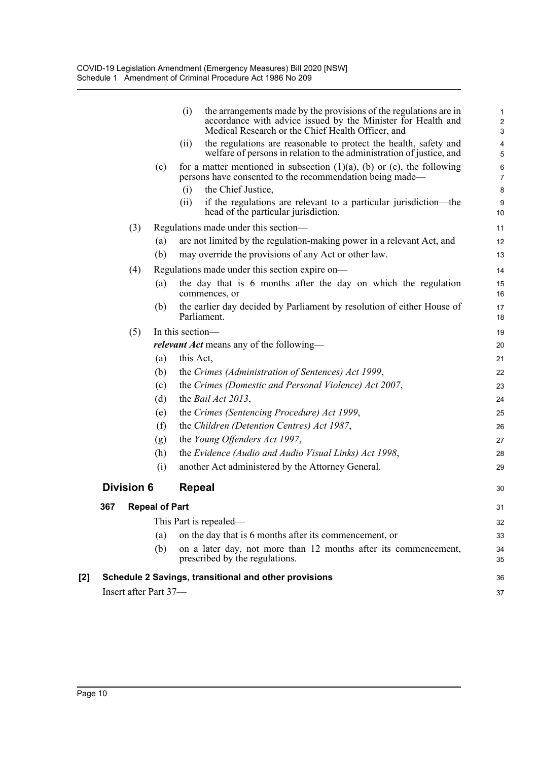(i) the arrangements made by the provisions of the regulations are in accordance with advice issued by the Minister for Health and Medical Research or the Chief Health Officer, and

(ii) the regulations are reasonable to protect the health, safety and welfare of persons in relation to the administration of justice, and

(c) for a matter mentioned in subsection (1)(a), (b) or (c), the following persons have consented to the recommendation being made—

(i) the Chief Justice,

(ii) if the regulations are relevant to a particular jurisdiction—the head of the particular jurisdiction.

(3) Regulations made under this section—

(a) are not limited by the regulation-making power in a relevant Act, and

(b) may override the provisions of any Act or other law.

(4) Regulations made under this section expire on—

(a) the day that is 6 months after the day on which the regulation commences, or

(b) the earlier day decided by Parliament by resolution of either House of Parliament.

(5) In this section—

***relevant Act*** means any of the following—

(a) this Act,

(b) the *Crimes (Administration of Sentences) Act 1999*,

(c) the *Crimes (Domestic and Personal Violence) Act 2007*,

(d) the *Bail Act 2013*,

(e) the *Crimes (Sentencing Procedure) Act 1999*,

(f) the *Children (Detention Centres) Act 1987*,

(g) the *Young Offenders Act 1997*,

(h) the *Evidence (Audio and Audio Visual Links) Act 1998*,

(i) another Act administered by the Attorney General.

## Division 6 Repeal

### 367 Repeal of Part

This Part is repealed—

(a) on the day that is 6 months after its commencement, or

(b) on a later day, not more than 12 months after its commencement, prescribed by the regulations.

### [2] Schedule 2 Savings, transitional and other provisions

Insert after Part 37—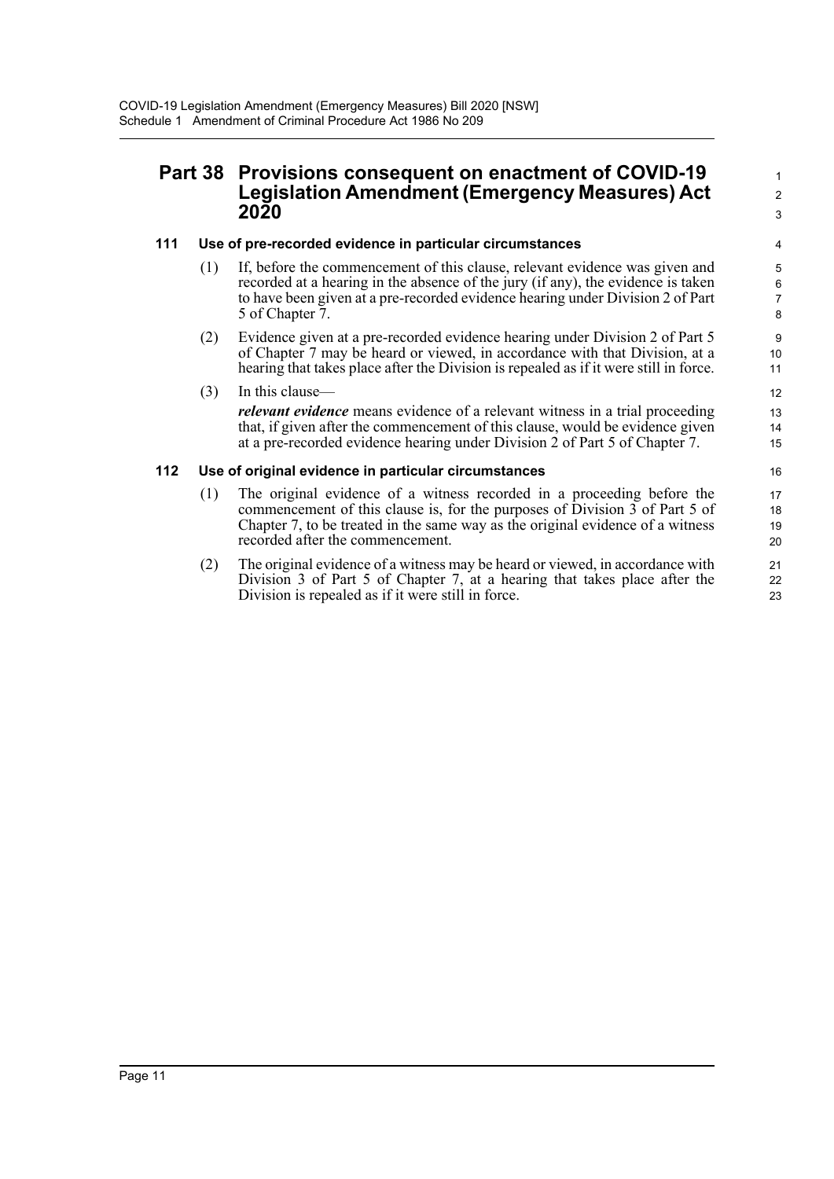## Part 38 Provisions consequent on enactment of COVID-19 Legislation Amendment (Emergency Measures) Act 2020

### 111 Use of pre-recorded evidence in particular circumstances

(1) If, before the commencement of this clause, relevant evidence was given and recorded at a hearing in the absence of the jury (if any), the evidence is taken to have been given at a pre-recorded evidence hearing under Division 2 of Part 5 of Chapter 7.

(2) Evidence given at a pre-recorded evidence hearing under Division 2 of Part 5 of Chapter 7 may be heard or viewed, in accordance with that Division, at a hearing that takes place after the Division is repealed as if it were still in force.

(3) In this clause—

***relevant evidence*** means evidence of a relevant witness in a trial proceeding that, if given after the commencement of this clause, would be evidence given at a pre-recorded evidence hearing under Division 2 of Part 5 of Chapter 7.

### 112 Use of original evidence in particular circumstances

(1) The original evidence of a witness recorded in a proceeding before the commencement of this clause is, for the purposes of Division 3 of Part 5 of Chapter 7, to be treated in the same way as the original evidence of a witness recorded after the commencement.

(2) The original evidence of a witness may be heard or viewed, in accordance with Division 3 of Part 5 of Chapter 7, at a hearing that takes place after the Division is repealed as if it were still in force.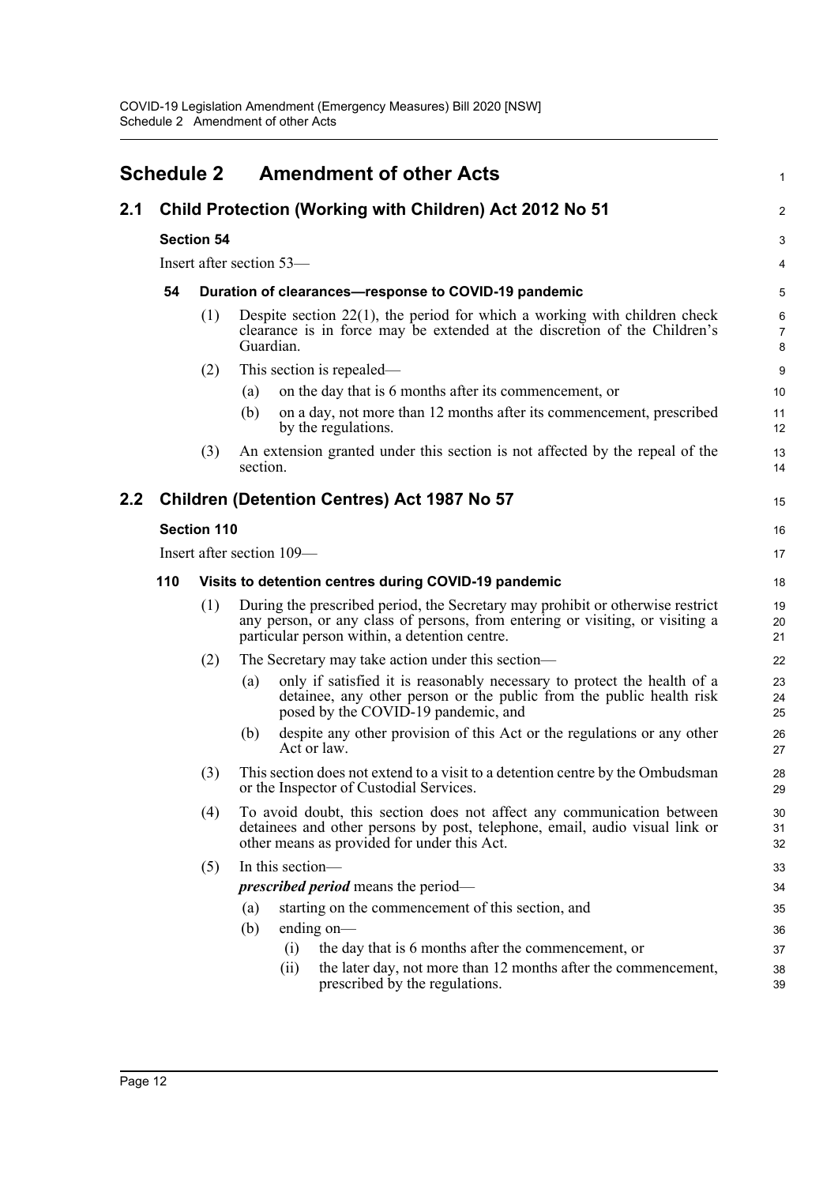# Schedule 2 Amendment of other Acts

## 2.1 Child Protection (Working with Children) Act 2012 No 51

### Section 54

Insert after section 53—

#### 54 Duration of clearances—response to COVID-19 pandemic

(1) Despite section 22(1), the period for which a working with children check clearance is in force may be extended at the discretion of the Children's Guardian.

(2) This section is repealed—

- (a) on the day that is 6 months after its commencement, or
- (b) on a day, not more than 12 months after its commencement, prescribed by the regulations.

(3) An extension granted under this section is not affected by the repeal of the section.

## 2.2 Children (Detention Centres) Act 1987 No 57

### Section 110

Insert after section 109—

#### 110 Visits to detention centres during COVID-19 pandemic

(1) During the prescribed period, the Secretary may prohibit or otherwise restrict any person, or any class of persons, from entering or visiting, or visiting a particular person within, a detention centre.

(2) The Secretary may take action under this section—

- (a) only if satisfied it is reasonably necessary to protect the health of a detainee, any other person or the public from the public health risk posed by the COVID-19 pandemic, and
- (b) despite any other provision of this Act or the regulations or any other Act or law.

(3) This section does not extend to a visit to a detention centre by the Ombudsman or the Inspector of Custodial Services.

(4) To avoid doubt, this section does not affect any communication between detainees and other persons by post, telephone, email, audio visual link or other means as provided for under this Act.

(5) In this section—

***prescribed period*** means the period—

- (a) starting on the commencement of this section, and
- (b) ending on—
  - (i) the day that is 6 months after the commencement, or
  - (ii) the later day, not more than 12 months after the commencement, prescribed by the regulations.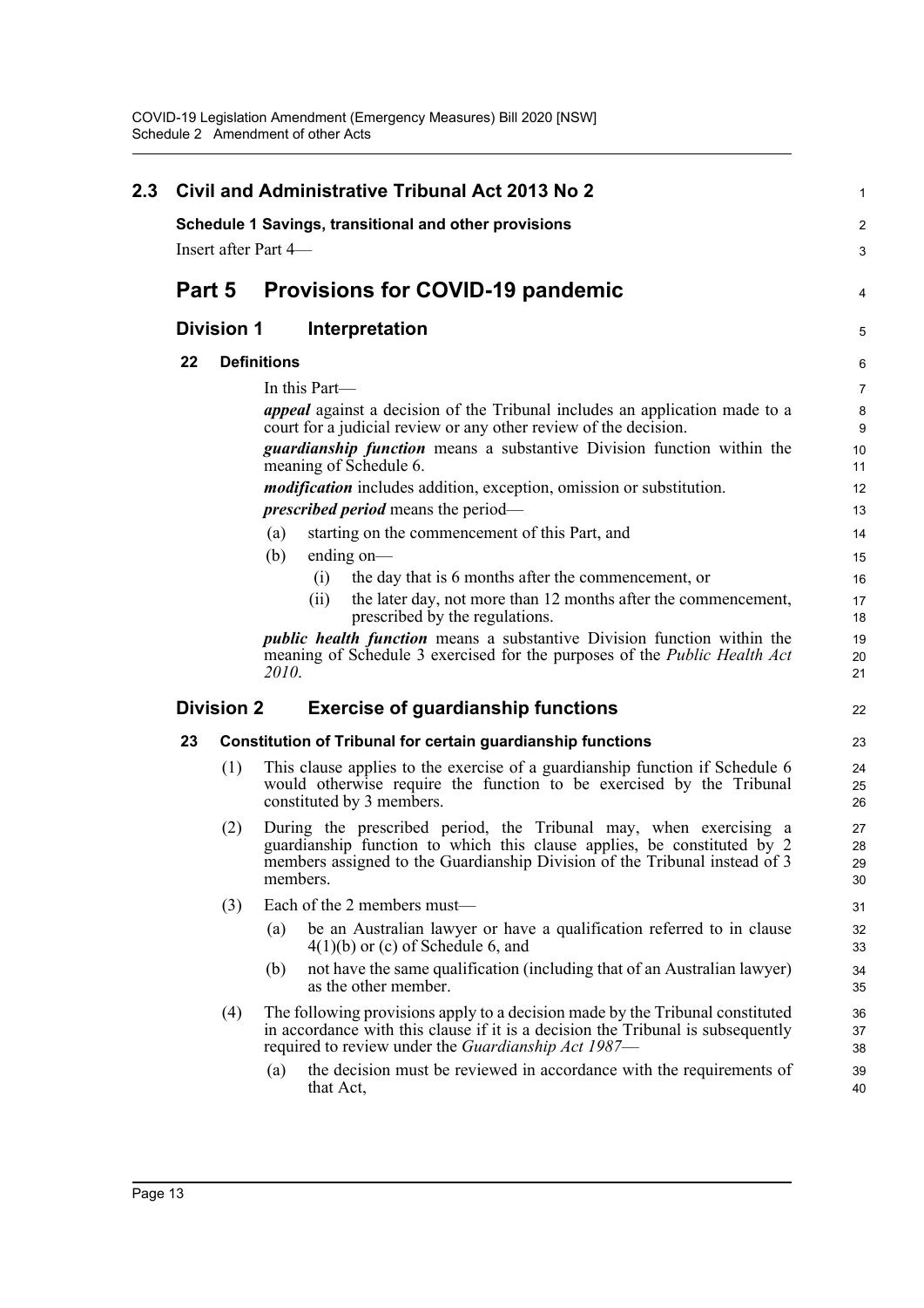## 2.3 Civil and Administrative Tribunal Act 2013 No 2

**Schedule 1 Savings, transitional and other provisions**

Insert after Part 4—

# Part 5 Provisions for COVID-19 pandemic

## Division 1 Interpretation

### 22 Definitions

In this Part—

***appeal*** against a decision of the Tribunal includes an application made to a court for a judicial review or any other review of the decision.

***guardianship function*** means a substantive Division function within the meaning of Schedule 6.

***modification*** includes addition, exception, omission or substitution.

***prescribed period*** means the period—

(a) starting on the commencement of this Part, and

(b) ending on—

(i) the day that is 6 months after the commencement, or

(ii) the later day, not more than 12 months after the commencement, prescribed by the regulations.

***public health function*** means a substantive Division function within the meaning of Schedule 3 exercised for the purposes of the *Public Health Act 2010*.

## Division 2 Exercise of guardianship functions

### 23 Constitution of Tribunal for certain guardianship functions

(1) This clause applies to the exercise of a guardianship function if Schedule 6 would otherwise require the function to be exercised by the Tribunal constituted by 3 members.

(2) During the prescribed period, the Tribunal may, when exercising a guardianship function to which this clause applies, be constituted by 2 members assigned to the Guardianship Division of the Tribunal instead of 3 members.

(3) Each of the 2 members must—

(a) be an Australian lawyer or have a qualification referred to in clause 4(1)(b) or (c) of Schedule 6, and

(b) not have the same qualification (including that of an Australian lawyer) as the other member.

(4) The following provisions apply to a decision made by the Tribunal constituted in accordance with this clause if it is a decision the Tribunal is subsequently required to review under the *Guardianship Act 1987*—

(a) the decision must be reviewed in accordance with the requirements of that Act,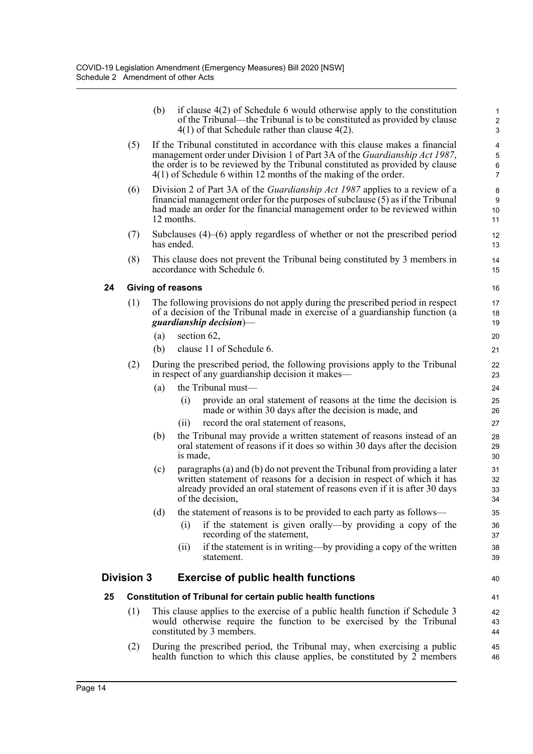(b) if clause 4(2) of Schedule 6 would otherwise apply to the constitution of the Tribunal—the Tribunal is to be constituted as provided by clause 4(1) of that Schedule rather than clause 4(2).

(5) If the Tribunal constituted in accordance with this clause makes a financial management order under Division 1 of Part 3A of the *Guardianship Act 1987*, the order is to be reviewed by the Tribunal constituted as provided by clause 4(1) of Schedule 6 within 12 months of the making of the order.

(6) Division 2 of Part 3A of the *Guardianship Act 1987* applies to a review of a financial management order for the purposes of subclause (5) as if the Tribunal had made an order for the financial management order to be reviewed within 12 months.

(7) Subclauses (4)–(6) apply regardless of whether or not the prescribed period has ended.

(8) This clause does not prevent the Tribunal being constituted by 3 members in accordance with Schedule 6.

### 24 Giving of reasons

(1) The following provisions do not apply during the prescribed period in respect of a decision of the Tribunal made in exercise of a guardianship function (a ***guardianship decision***)—

(a) section 62,

(b) clause 11 of Schedule 6.

(2) During the prescribed period, the following provisions apply to the Tribunal in respect of any guardianship decision it makes—

(a) the Tribunal must—

(i) provide an oral statement of reasons at the time the decision is made or within 30 days after the decision is made, and

(ii) record the oral statement of reasons,

(b) the Tribunal may provide a written statement of reasons instead of an oral statement of reasons if it does so within 30 days after the decision is made,

(c) paragraphs (a) and (b) do not prevent the Tribunal from providing a later written statement of reasons for a decision in respect of which it has already provided an oral statement of reasons even if it is after 30 days of the decision,

(d) the statement of reasons is to be provided to each party as follows—

(i) if the statement is given orally—by providing a copy of the recording of the statement,

(ii) if the statement is in writing—by providing a copy of the written statement.

## Division 3 Exercise of public health functions

### 25 Constitution of Tribunal for certain public health functions

(1) This clause applies to the exercise of a public health function if Schedule 3 would otherwise require the function to be exercised by the Tribunal constituted by 3 members.

(2) During the prescribed period, the Tribunal may, when exercising a public health function to which this clause applies, be constituted by 2 members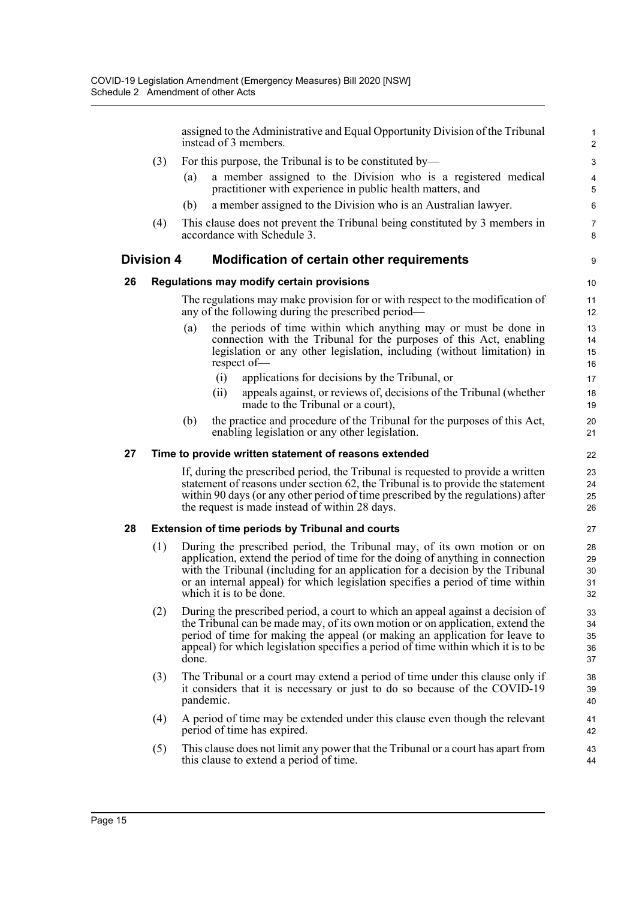assigned to the Administrative and Equal Opportunity Division of the Tribunal instead of 3 members.

(3) For this purpose, the Tribunal is to be constituted by—

(a) a member assigned to the Division who is a registered medical practitioner with experience in public health matters, and

(b) a member assigned to the Division who is an Australian lawyer.

(4) This clause does not prevent the Tribunal being constituted by 3 members in accordance with Schedule 3.

## Division 4 Modification of certain other requirements

### 26 Regulations may modify certain provisions

The regulations may make provision for or with respect to the modification of any of the following during the prescribed period—

(a) the periods of time within which anything may or must be done in connection with the Tribunal for the purposes of this Act, enabling legislation or any other legislation, including (without limitation) in respect of—

(i) applications for decisions by the Tribunal, or

(ii) appeals against, or reviews of, decisions of the Tribunal (whether made to the Tribunal or a court),

(b) the practice and procedure of the Tribunal for the purposes of this Act, enabling legislation or any other legislation.

### 27 Time to provide written statement of reasons extended

If, during the prescribed period, the Tribunal is requested to provide a written statement of reasons under section 62, the Tribunal is to provide the statement within 90 days (or any other period of time prescribed by the regulations) after the request is made instead of within 28 days.

### 28 Extension of time periods by Tribunal and courts

(1) During the prescribed period, the Tribunal may, of its own motion or on application, extend the period of time for the doing of anything in connection with the Tribunal (including for an application for a decision by the Tribunal or an internal appeal) for which legislation specifies a period of time within which it is to be done.

(2) During the prescribed period, a court to which an appeal against a decision of the Tribunal can be made may, of its own motion or on application, extend the period of time for making the appeal (or making an application for leave to appeal) for which legislation specifies a period of time within which it is to be done.

(3) The Tribunal or a court may extend a period of time under this clause only if it considers that it is necessary or just to do so because of the COVID-19 pandemic.

(4) A period of time may be extended under this clause even though the relevant period of time has expired.

(5) This clause does not limit any power that the Tribunal or a court has apart from this clause to extend a period of time.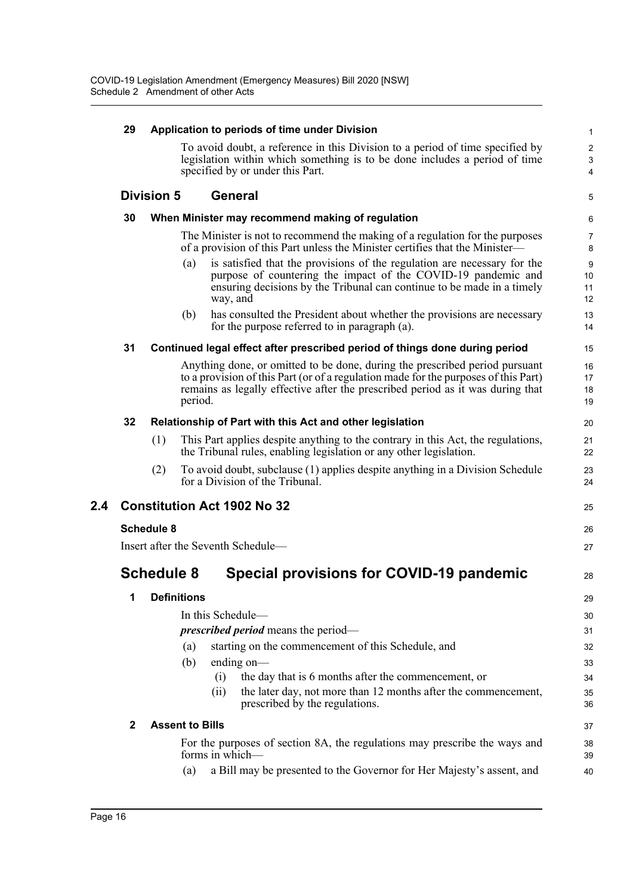### 29 Application to periods of time under Division

To avoid doubt, a reference in this Division to a period of time specified by legislation within which something is to be done includes a period of time specified by or under this Part.

## Division 5 General

### 30 When Minister may recommend making of regulation

The Minister is not to recommend the making of a regulation for the purposes of a provision of this Part unless the Minister certifies that the Minister—

(a) is satisfied that the provisions of the regulation are necessary for the purpose of countering the impact of the COVID-19 pandemic and ensuring decisions by the Tribunal can continue to be made in a timely way, and

(b) has consulted the President about whether the provisions are necessary for the purpose referred to in paragraph (a).

### 31 Continued legal effect after prescribed period of things done during period

Anything done, or omitted to be done, during the prescribed period pursuant to a provision of this Part (or of a regulation made for the purposes of this Part) remains as legally effective after the prescribed period as it was during that period.

### 32 Relationship of Part with this Act and other legislation

(1) This Part applies despite anything to the contrary in this Act, the regulations, the Tribunal rules, enabling legislation or any other legislation.

(2) To avoid doubt, subclause (1) applies despite anything in a Division Schedule for a Division of the Tribunal.

# 2.4 Constitution Act 1902 No 32

**Schedule 8**

Insert after the Seventh Schedule—

## Schedule 8 Special provisions for COVID-19 pandemic

### 1 Definitions

In this Schedule—

***prescribed period*** means the period—

(a) starting on the commencement of this Schedule, and

(b) ending on—

(i) the day that is 6 months after the commencement, or

(ii) the later day, not more than 12 months after the commencement, prescribed by the regulations.

### 2 Assent to Bills

For the purposes of section 8A, the regulations may prescribe the ways and forms in which—

(a) a Bill may be presented to the Governor for Her Majesty's assent, and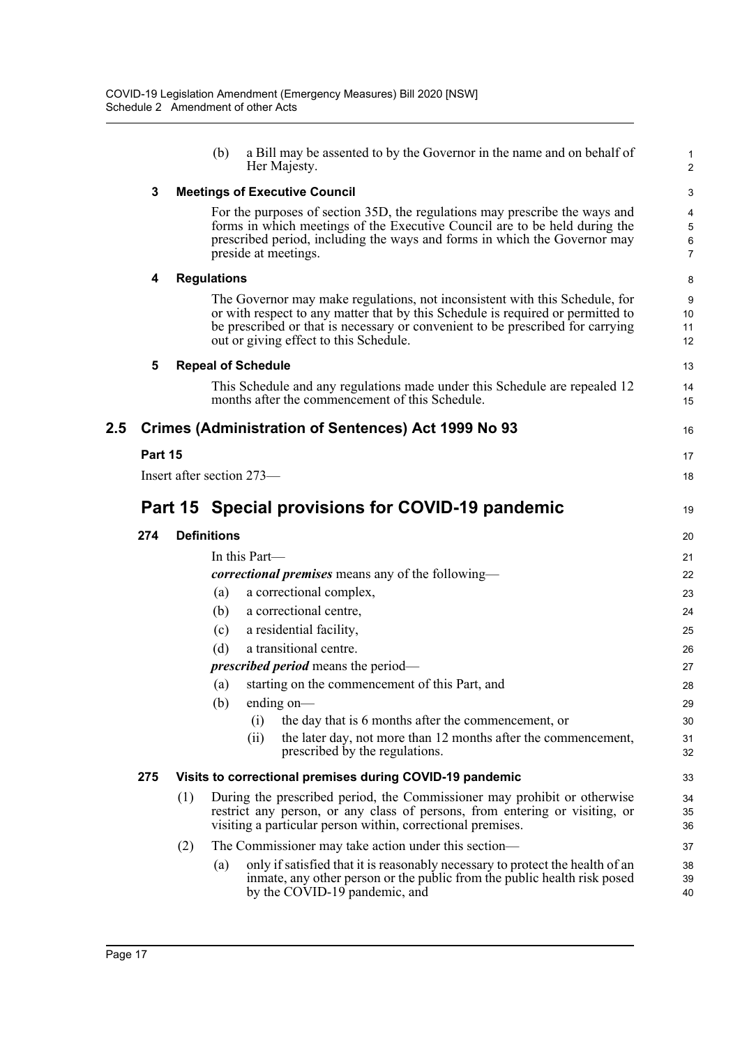(b) a Bill may be assented to by the Governor in the name and on behalf of Her Majesty.

### 3 Meetings of Executive Council

For the purposes of section 35D, the regulations may prescribe the ways and forms in which meetings of the Executive Council are to be held during the prescribed period, including the ways and forms in which the Governor may preside at meetings.

### 4 Regulations

The Governor may make regulations, not inconsistent with this Schedule, for or with respect to any matter that by this Schedule is required or permitted to be prescribed or that is necessary or convenient to be prescribed for carrying out or giving effect to this Schedule.

### 5 Repeal of Schedule

This Schedule and any regulations made under this Schedule are repealed 12 months after the commencement of this Schedule.

## 2.5 Crimes (Administration of Sentences) Act 1999 No 93

**Part 15**

Insert after section 273—

## Part 15 Special provisions for COVID-19 pandemic

### 274 Definitions

In this Part—

***correctional premises*** means any of the following—

(a) a correctional complex,

(b) a correctional centre,

(c) a residential facility,

(d) a transitional centre.

***prescribed period*** means the period—

(a) starting on the commencement of this Part, and

(b) ending on—

(i) the day that is 6 months after the commencement, or

(ii) the later day, not more than 12 months after the commencement, prescribed by the regulations.

### 275 Visits to correctional premises during COVID-19 pandemic

(1) During the prescribed period, the Commissioner may prohibit or otherwise restrict any person, or any class of persons, from entering or visiting, or visiting a particular person within, correctional premises.

(2) The Commissioner may take action under this section—

(a) only if satisfied that it is reasonably necessary to protect the health of an inmate, any other person or the public from the public health risk posed by the COVID-19 pandemic, and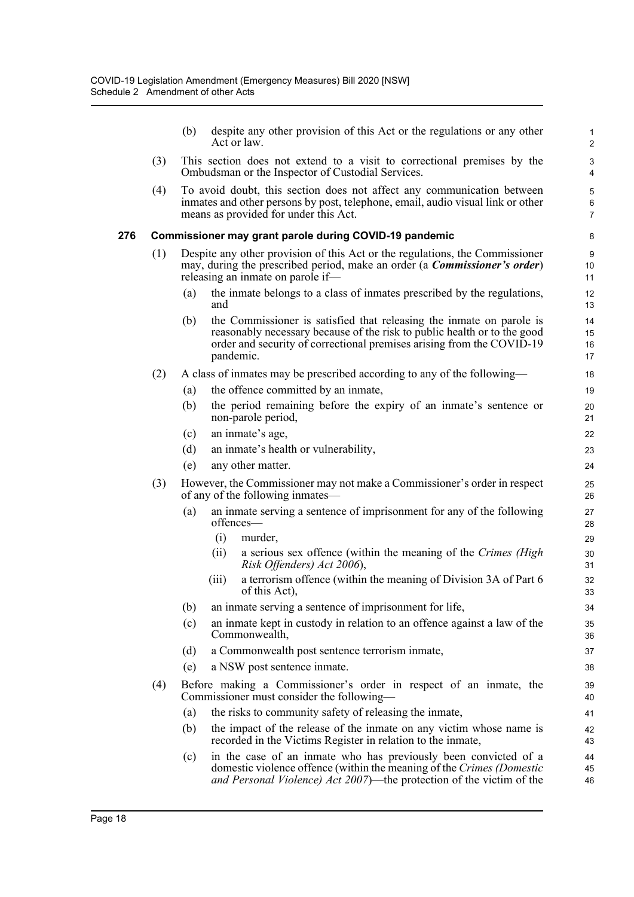(b) despite any other provision of this Act or the regulations or any other Act or law.

(3) This section does not extend to a visit to correctional premises by the Ombudsman or the Inspector of Custodial Services.

(4) To avoid doubt, this section does not affect any communication between inmates and other persons by post, telephone, email, audio visual link or other means as provided for under this Act.

### 276 Commissioner may grant parole during COVID-19 pandemic

(1) Despite any other provision of this Act or the regulations, the Commissioner may, during the prescribed period, make an order (a ***Commissioner's order***) releasing an inmate on parole if—

(a) the inmate belongs to a class of inmates prescribed by the regulations, and

(b) the Commissioner is satisfied that releasing the inmate on parole is reasonably necessary because of the risk to public health or to the good order and security of correctional premises arising from the COVID-19 pandemic.

(2) A class of inmates may be prescribed according to any of the following—

(a) the offence committed by an inmate,

(b) the period remaining before the expiry of an inmate's sentence or non-parole period,

(c) an inmate's age,

(d) an inmate's health or vulnerability,

(e) any other matter.

(3) However, the Commissioner may not make a Commissioner's order in respect of any of the following inmates—

(a) an inmate serving a sentence of imprisonment for any of the following offences—

(i) murder,

(ii) a serious sex offence (within the meaning of the *Crimes (High Risk Offenders) Act 2006*),

(iii) a terrorism offence (within the meaning of Division 3A of Part 6 of this Act),

(b) an inmate serving a sentence of imprisonment for life,

(c) an inmate kept in custody in relation to an offence against a law of the Commonwealth,

(d) a Commonwealth post sentence terrorism inmate,

(e) a NSW post sentence inmate.

(4) Before making a Commissioner's order in respect of an inmate, the Commissioner must consider the following—

(a) the risks to community safety of releasing the inmate,

(b) the impact of the release of the inmate on any victim whose name is recorded in the Victims Register in relation to the inmate,

(c) in the case of an inmate who has previously been convicted of a domestic violence offence (within the meaning of the *Crimes (Domestic and Personal Violence) Act 2007*)—the protection of the victim of the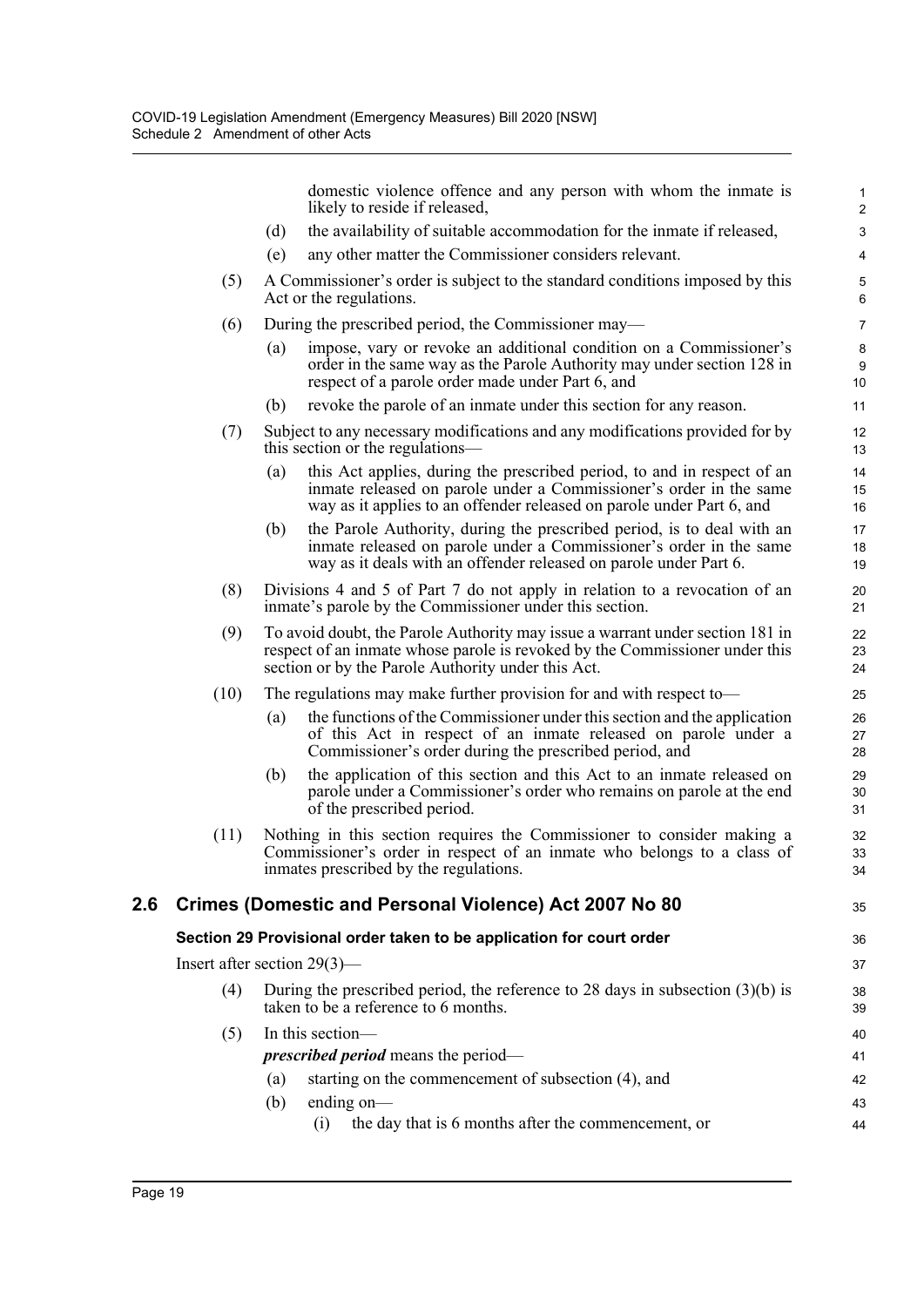domestic violence offence and any person with whom the inmate is likely to reside if released,

(d) the availability of suitable accommodation for the inmate if released,

(e) any other matter the Commissioner considers relevant.

(5) A Commissioner's order is subject to the standard conditions imposed by this Act or the regulations.

(6) During the prescribed period, the Commissioner may—

(a) impose, vary or revoke an additional condition on a Commissioner's order in the same way as the Parole Authority may under section 128 in respect of a parole order made under Part 6, and

(b) revoke the parole of an inmate under this section for any reason.

(7) Subject to any necessary modifications and any modifications provided for by this section or the regulations—

(a) this Act applies, during the prescribed period, to and in respect of an inmate released on parole under a Commissioner's order in the same way as it applies to an offender released on parole under Part 6, and

(b) the Parole Authority, during the prescribed period, is to deal with an inmate released on parole under a Commissioner's order in the same way as it deals with an offender released on parole under Part 6.

(8) Divisions 4 and 5 of Part 7 do not apply in relation to a revocation of an inmate's parole by the Commissioner under this section.

(9) To avoid doubt, the Parole Authority may issue a warrant under section 181 in respect of an inmate whose parole is revoked by the Commissioner under this section or by the Parole Authority under this Act.

(10) The regulations may make further provision for and with respect to—

(a) the functions of the Commissioner under this section and the application of this Act in respect of an inmate released on parole under a Commissioner's order during the prescribed period, and

(b) the application of this section and this Act to an inmate released on parole under a Commissioner's order who remains on parole at the end of the prescribed period.

(11) Nothing in this section requires the Commissioner to consider making a Commissioner's order in respect of an inmate who belongs to a class of inmates prescribed by the regulations.

## 2.6 Crimes (Domestic and Personal Violence) Act 2007 No 80

### Section 29 Provisional order taken to be application for court order

Insert after section 29(3)—

(4) During the prescribed period, the reference to 28 days in subsection (3)(b) is taken to be a reference to 6 months.

(5) In this section—

***prescribed period*** means the period—

(a) starting on the commencement of subsection (4), and

(b) ending on—

(i) the day that is 6 months after the commencement, or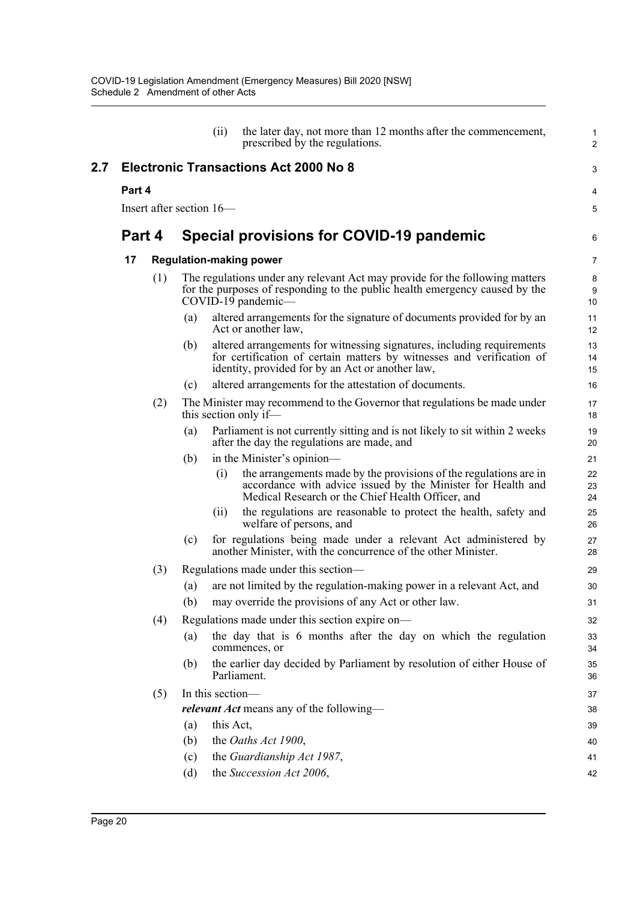(ii) the later day, not more than 12 months after the commencement, prescribed by the regulations.

## 2.7 Electronic Transactions Act 2000 No 8

**Part 4**

Insert after section 16—

## Part 4 Special provisions for COVID-19 pandemic

### 17 Regulation-making power

(1) The regulations under any relevant Act may provide for the following matters for the purposes of responding to the public health emergency caused by the COVID-19 pandemic—

(a) altered arrangements for the signature of documents provided for by an Act or another law,

(b) altered arrangements for witnessing signatures, including requirements for certification of certain matters by witnesses and verification of identity, provided for by an Act or another law,

(c) altered arrangements for the attestation of documents.

(2) The Minister may recommend to the Governor that regulations be made under this section only if—

(a) Parliament is not currently sitting and is not likely to sit within 2 weeks after the day the regulations are made, and

(b) in the Minister's opinion—

(i) the arrangements made by the provisions of the regulations are in accordance with advice issued by the Minister for Health and Medical Research or the Chief Health Officer, and

(ii) the regulations are reasonable to protect the health, safety and welfare of persons, and

(c) for regulations being made under a relevant Act administered by another Minister, with the concurrence of the other Minister.

(3) Regulations made under this section—

(a) are not limited by the regulation-making power in a relevant Act, and

(b) may override the provisions of any Act or other law.

(4) Regulations made under this section expire on—

(a) the day that is 6 months after the day on which the regulation commences, or

(b) the earlier day decided by Parliament by resolution of either House of Parliament.

(5) In this section—

***relevant Act*** means any of the following—

(a) this Act,

(b) the *Oaths Act 1900*,

(c) the *Guardianship Act 1987*,

(d) the *Succession Act 2006*,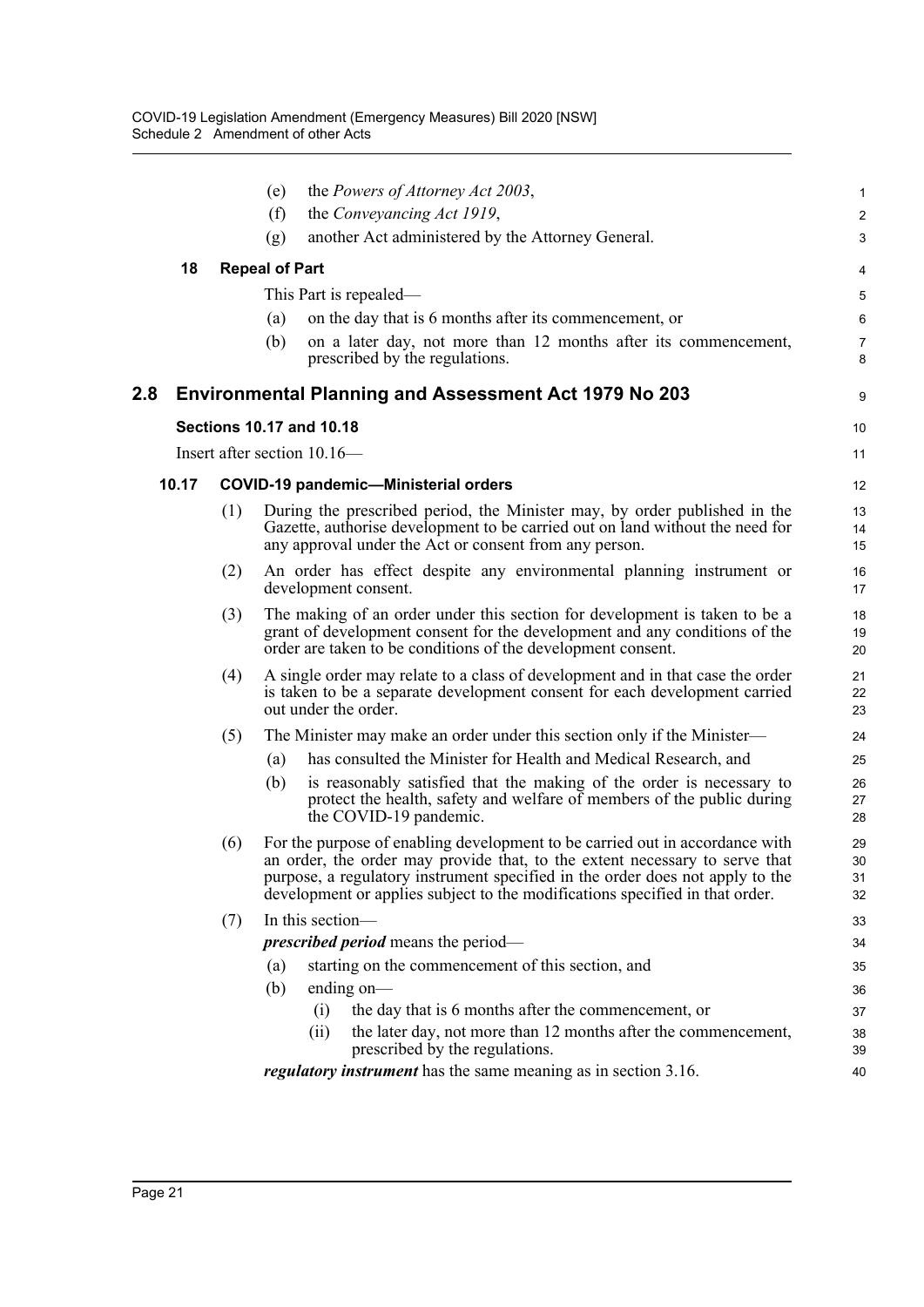(e) the *Powers of Attorney Act 2003*,

(f) the *Conveyancing Act 1919*,

(g) another Act administered by the Attorney General.

**18 Repeal of Part**

This Part is repealed—

(a) on the day that is 6 months after its commencement, or

(b) on a later day, not more than 12 months after its commencement, prescribed by the regulations.

## 2.8 Environmental Planning and Assessment Act 1979 No 203

**Sections 10.17 and 10.18**

Insert after section 10.16—

**10.17 COVID-19 pandemic—Ministerial orders**

(1) During the prescribed period, the Minister may, by order published in the Gazette, authorise development to be carried out on land without the need for any approval under the Act or consent from any person.

(2) An order has effect despite any environmental planning instrument or development consent.

(3) The making of an order under this section for development is taken to be a grant of development consent for the development and any conditions of the order are taken to be conditions of the development consent.

(4) A single order may relate to a class of development and in that case the order is taken to be a separate development consent for each development carried out under the order.

(5) The Minister may make an order under this section only if the Minister—

(a) has consulted the Minister for Health and Medical Research, and

(b) is reasonably satisfied that the making of the order is necessary to protect the health, safety and welfare of members of the public during the COVID-19 pandemic.

(6) For the purpose of enabling development to be carried out in accordance with an order, the order may provide that, to the extent necessary to serve that purpose, a regulatory instrument specified in the order does not apply to the development or applies subject to the modifications specified in that order.

(7) In this section—

***prescribed period*** means the period—

(a) starting on the commencement of this section, and

(b) ending on—

(i) the day that is 6 months after the commencement, or

(ii) the later day, not more than 12 months after the commencement, prescribed by the regulations.

***regulatory instrument*** has the same meaning as in section 3.16.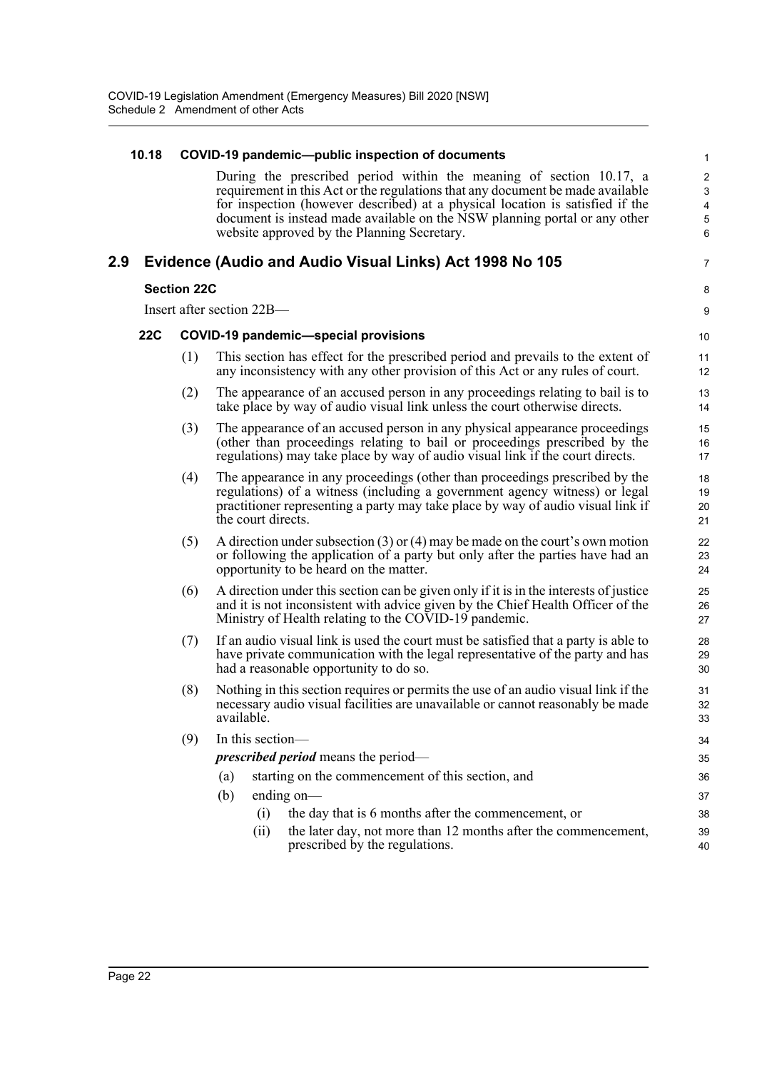### 10.18 COVID-19 pandemic—public inspection of documents

During the prescribed period within the meaning of section 10.17, a requirement in this Act or the regulations that any document be made available for inspection (however described) at a physical location is satisfied if the document is instead made available on the NSW planning portal or any other website approved by the Planning Secretary.

## 2.9 Evidence (Audio and Audio Visual Links) Act 1998 No 105

### Section 22C

Insert after section 22B—

### 22C COVID-19 pandemic—special provisions

(1) This section has effect for the prescribed period and prevails to the extent of any inconsistency with any other provision of this Act or any rules of court.

(2) The appearance of an accused person in any proceedings relating to bail is to take place by way of audio visual link unless the court otherwise directs.

(3) The appearance of an accused person in any physical appearance proceedings (other than proceedings relating to bail or proceedings prescribed by the regulations) may take place by way of audio visual link if the court directs.

(4) The appearance in any proceedings (other than proceedings prescribed by the regulations) of a witness (including a government agency witness) or legal practitioner representing a party may take place by way of audio visual link if the court directs.

(5) A direction under subsection (3) or (4) may be made on the court's own motion or following the application of a party but only after the parties have had an opportunity to be heard on the matter.

(6) A direction under this section can be given only if it is in the interests of justice and it is not inconsistent with advice given by the Chief Health Officer of the Ministry of Health relating to the COVID-19 pandemic.

(7) If an audio visual link is used the court must be satisfied that a party is able to have private communication with the legal representative of the party and has had a reasonable opportunity to do so.

(8) Nothing in this section requires or permits the use of an audio visual link if the necessary audio visual facilities are unavailable or cannot reasonably be made available.

(9) In this section—

***prescribed period*** means the period—

- (a) starting on the commencement of this section, and
- (b) ending on—
  - (i) the day that is 6 months after the commencement, or
  - (ii) the later day, not more than 12 months after the commencement, prescribed by the regulations.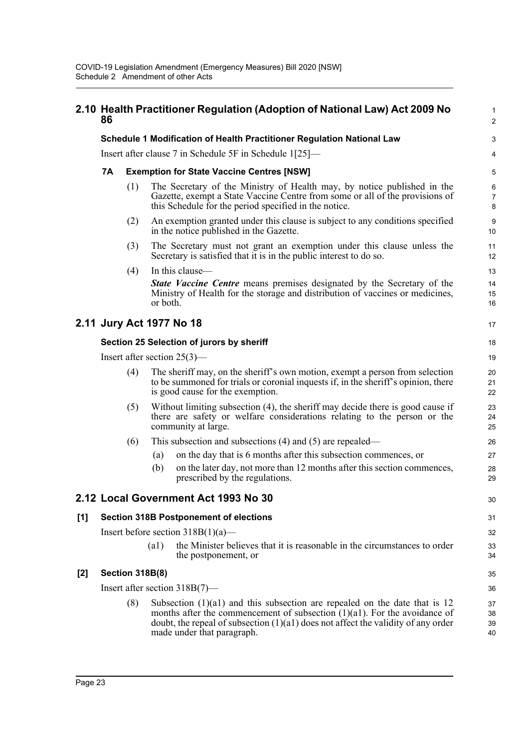## 2.10 Health Practitioner Regulation (Adoption of National Law) Act 2009 No 86

### Schedule 1 Modification of Health Practitioner Regulation National Law

Insert after clause 7 in Schedule 5F in Schedule 1[25]—

#### 7A Exemption for State Vaccine Centres [NSW]

(1) The Secretary of the Ministry of Health may, by notice published in the Gazette, exempt a State Vaccine Centre from some or all of the provisions of this Schedule for the period specified in the notice.

(2) An exemption granted under this clause is subject to any conditions specified in the notice published in the Gazette.

(3) The Secretary must not grant an exemption under this clause unless the Secretary is satisfied that it is in the public interest to do so.

(4) In this clause—

***State Vaccine Centre*** means premises designated by the Secretary of the Ministry of Health for the storage and distribution of vaccines or medicines, or both.

## 2.11 Jury Act 1977 No 18

### Section 25 Selection of jurors by sheriff

Insert after section 25(3)—

(4) The sheriff may, on the sheriff's own motion, exempt a person from selection to be summoned for trials or coronial inquests if, in the sheriff's opinion, there is good cause for the exemption.

(5) Without limiting subsection (4), the sheriff may decide there is good cause if there are safety or welfare considerations relating to the person or the community at large.

(6) This subsection and subsections (4) and (5) are repealed—

- (a) on the day that is 6 months after this subsection commences, or
- (b) on the later day, not more than 12 months after this section commences, prescribed by the regulations.

## 2.12 Local Government Act 1993 No 30

### [1] Section 318B Postponement of elections

Insert before section 318B(1)(a)—

(a1) the Minister believes that it is reasonable in the circumstances to order the postponement, or

### [2] Section 318B(8)

Insert after section 318B(7)—

(8) Subsection (1)(a1) and this subsection are repealed on the date that is 12 months after the commencement of subsection (1)(a1). For the avoidance of doubt, the repeal of subsection (1)(a1) does not affect the validity of any order made under that paragraph.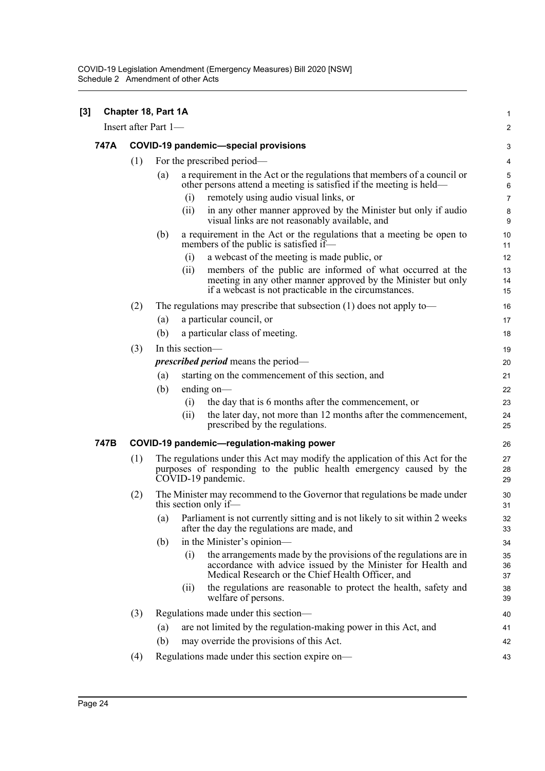**[3] Chapter 18, Part 1A**

Insert after Part 1—

### 747A COVID-19 pandemic—special provisions

(1) For the prescribed period—

- (a) a requirement in the Act or the regulations that members of a council or other persons attend a meeting is satisfied if the meeting is held—
  - (i) remotely using audio visual links, or
  - (ii) in any other manner approved by the Minister but only if audio visual links are not reasonably available, and
- (b) a requirement in the Act or the regulations that a meeting be open to members of the public is satisfied if—
  - (i) a webcast of the meeting is made public, or
  - (ii) members of the public are informed of what occurred at the meeting in any other manner approved by the Minister but only if a webcast is not practicable in the circumstances.

(2) The regulations may prescribe that subsection (1) does not apply to—

- (a) a particular council, or
- (b) a particular class of meeting.

(3) In this section—

***prescribed period*** means the period—

- (a) starting on the commencement of this section, and
- (b) ending on—
  - (i) the day that is 6 months after the commencement, or
  - (ii) the later day, not more than 12 months after the commencement, prescribed by the regulations.

### 747B COVID-19 pandemic—regulation-making power

(1) The regulations under this Act may modify the application of this Act for the purposes of responding to the public health emergency caused by the COVID-19 pandemic.

(2) The Minister may recommend to the Governor that regulations be made under this section only if—

- (a) Parliament is not currently sitting and is not likely to sit within 2 weeks after the day the regulations are made, and
- (b) in the Minister's opinion—
  - (i) the arrangements made by the provisions of the regulations are in accordance with advice issued by the Minister for Health and Medical Research or the Chief Health Officer, and
  - (ii) the regulations are reasonable to protect the health, safety and welfare of persons.

(3) Regulations made under this section—

- (a) are not limited by the regulation-making power in this Act, and
- (b) may override the provisions of this Act.

(4) Regulations made under this section expire on—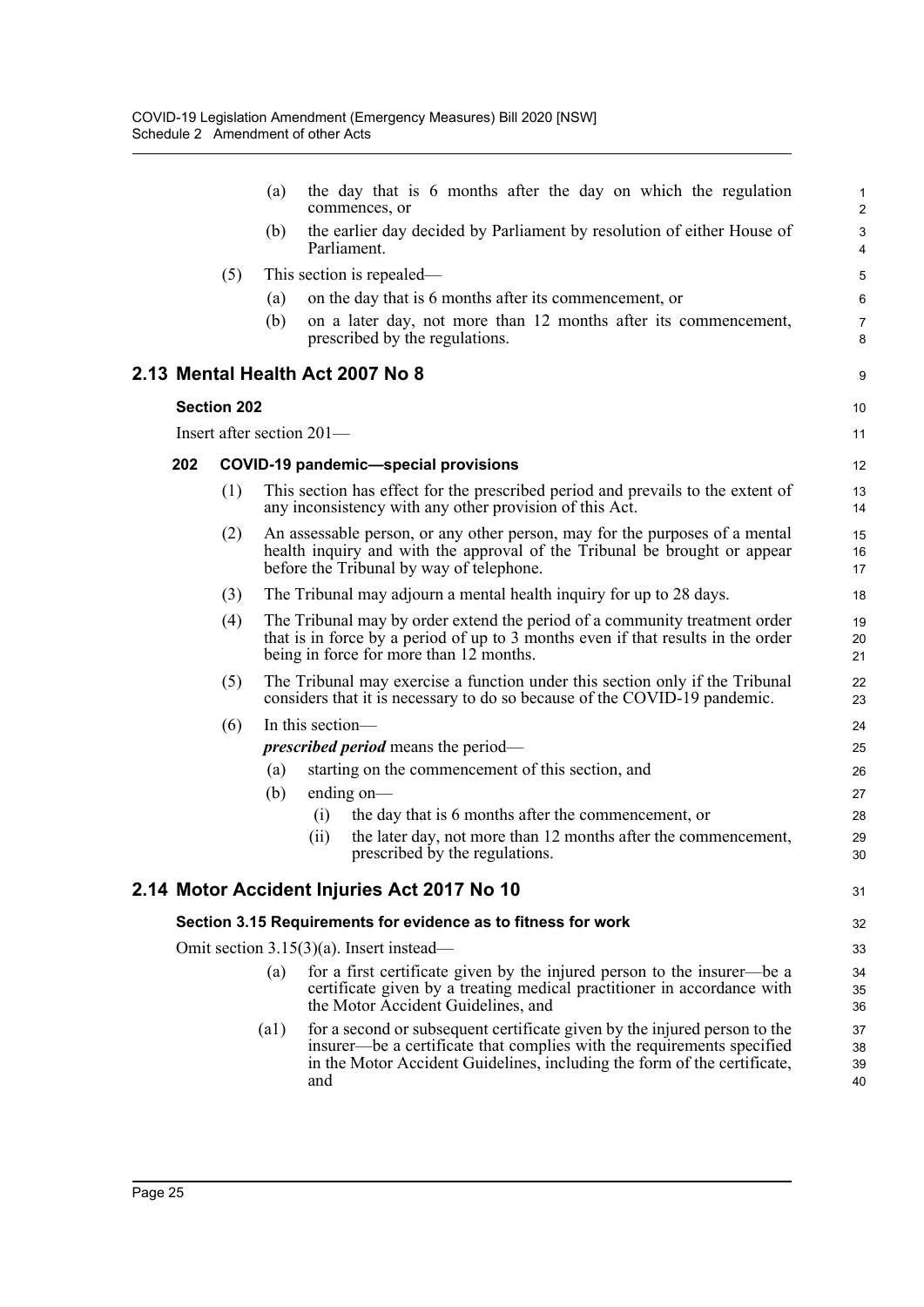(a) the day that is 6 months after the day on which the regulation commences, or

(b) the earlier day decided by Parliament by resolution of either House of Parliament.

(5) This section is repealed—

(a) on the day that is 6 months after its commencement, or

(b) on a later day, not more than 12 months after its commencement, prescribed by the regulations.

## 2.13 Mental Health Act 2007 No 8

### Section 202

Insert after section 201—

**202 COVID-19 pandemic—special provisions**

(1) This section has effect for the prescribed period and prevails to the extent of any inconsistency with any other provision of this Act.

(2) An assessable person, or any other person, may for the purposes of a mental health inquiry and with the approval of the Tribunal be brought or appear before the Tribunal by way of telephone.

(3) The Tribunal may adjourn a mental health inquiry for up to 28 days.

(4) The Tribunal may by order extend the period of a community treatment order that is in force by a period of up to 3 months even if that results in the order being in force for more than 12 months.

(5) The Tribunal may exercise a function under this section only if the Tribunal considers that it is necessary to do so because of the COVID-19 pandemic.

(6) In this section—

***prescribed period*** means the period—

(a) starting on the commencement of this section, and

(b) ending on—

(i) the day that is 6 months after the commencement, or

(ii) the later day, not more than 12 months after the commencement, prescribed by the regulations.

## 2.14 Motor Accident Injuries Act 2017 No 10

### Section 3.15 Requirements for evidence as to fitness for work

Omit section 3.15(3)(a). Insert instead—

(a) for a first certificate given by the injured person to the insurer—be a certificate given by a treating medical practitioner in accordance with the Motor Accident Guidelines, and

(a1) for a second or subsequent certificate given by the injured person to the insurer—be a certificate that complies with the requirements specified in the Motor Accident Guidelines, including the form of the certificate, and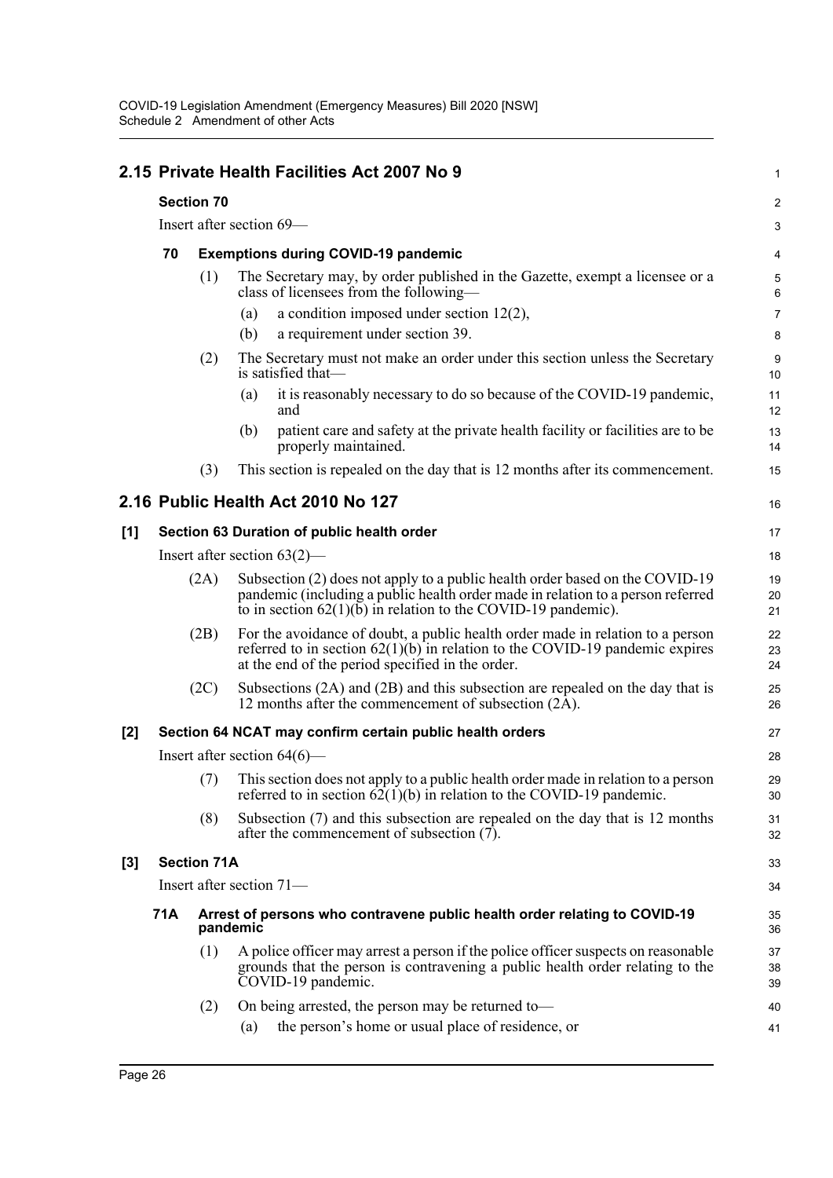## 2.15 Private Health Facilities Act 2007 No 9

### Section 70

Insert after section 69—

**70 Exemptions during COVID-19 pandemic**

(1) The Secretary may, by order published in the Gazette, exempt a licensee or a class of licensees from the following—

(a) a condition imposed under section 12(2),

(b) a requirement under section 39.

(2) The Secretary must not make an order under this section unless the Secretary is satisfied that—

(a) it is reasonably necessary to do so because of the COVID-19 pandemic, and

(b) patient care and safety at the private health facility or facilities are to be properly maintained.

(3) This section is repealed on the day that is 12 months after its commencement.

## 2.16 Public Health Act 2010 No 127

### [1] Section 63 Duration of public health order

Insert after section 63(2)—

(2A) Subsection (2) does not apply to a public health order based on the COVID-19 pandemic (including a public health order made in relation to a person referred to in section 62(1)(b) in relation to the COVID-19 pandemic).

(2B) For the avoidance of doubt, a public health order made in relation to a person referred to in section 62(1)(b) in relation to the COVID-19 pandemic expires at the end of the period specified in the order.

(2C) Subsections (2A) and (2B) and this subsection are repealed on the day that is 12 months after the commencement of subsection (2A).

### [2] Section 64 NCAT may confirm certain public health orders

Insert after section 64(6)—

(7) This section does not apply to a public health order made in relation to a person referred to in section 62(1)(b) in relation to the COVID-19 pandemic.

(8) Subsection (7) and this subsection are repealed on the day that is 12 months after the commencement of subsection (7).

### [3] Section 71A

Insert after section 71—

**71A Arrest of persons who contravene public health order relating to COVID-19 pandemic**

(1) A police officer may arrest a person if the police officer suspects on reasonable grounds that the person is contravening a public health order relating to the COVID-19 pandemic.

(2) On being arrested, the person may be returned to—

(a) the person's home or usual place of residence, or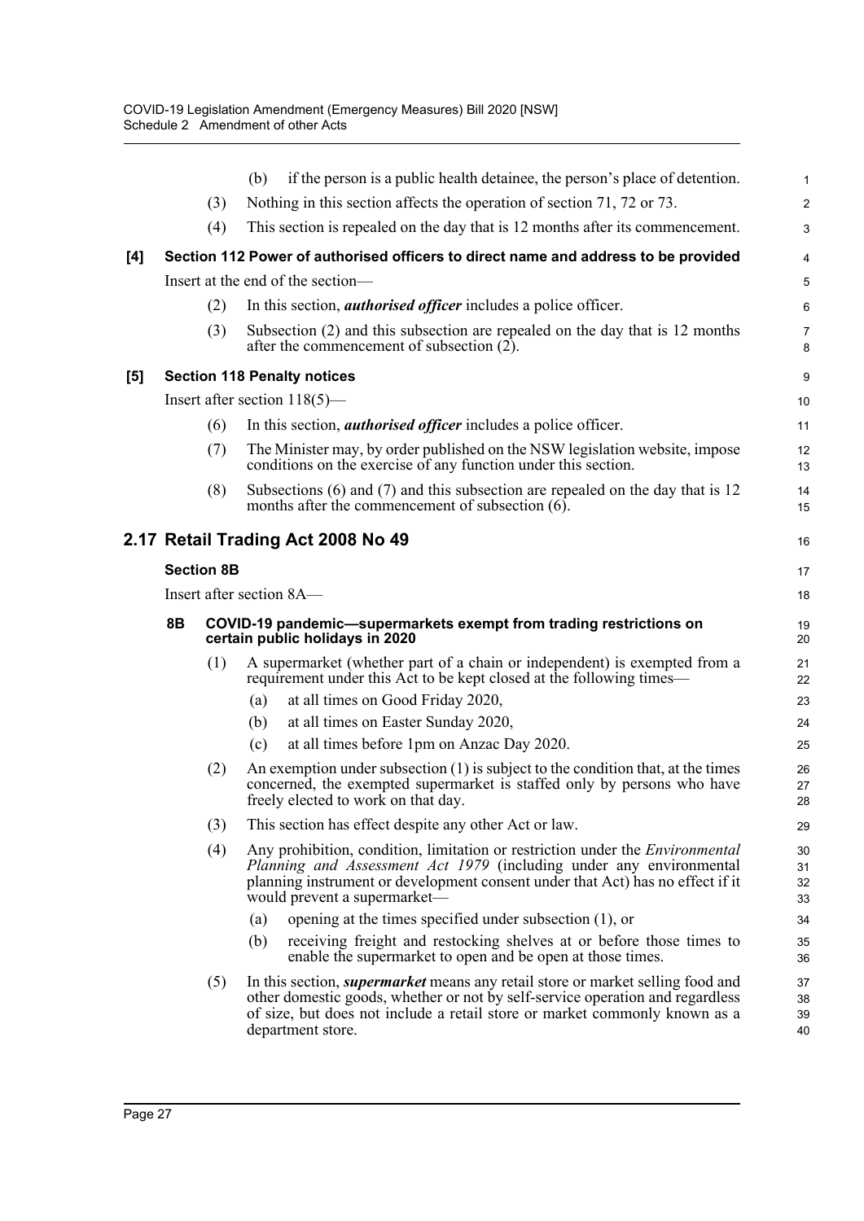(b) if the person is a public health detainee, the person's place of detention.

(3) Nothing in this section affects the operation of section 71, 72 or 73.

(4) This section is repealed on the day that is 12 months after its commencement.

**[4] Section 112 Power of authorised officers to direct name and address to be provided**

Insert at the end of the section—

(2) In this section, ***authorised officer*** includes a police officer.

(3) Subsection (2) and this subsection are repealed on the day that is 12 months after the commencement of subsection (2).

**[5] Section 118 Penalty notices**

Insert after section 118(5)—

(6) In this section, ***authorised officer*** includes a police officer.

(7) The Minister may, by order published on the NSW legislation website, impose conditions on the exercise of any function under this section.

(8) Subsections (6) and (7) and this subsection are repealed on the day that is 12 months after the commencement of subsection (6).

## 2.17 Retail Trading Act 2008 No 49

### Section 8B

Insert after section 8A—

**8B COVID-19 pandemic—supermarkets exempt from trading restrictions on certain public holidays in 2020**

(1) A supermarket (whether part of a chain or independent) is exempted from a requirement under this Act to be kept closed at the following times—

(a) at all times on Good Friday 2020,

(b) at all times on Easter Sunday 2020,

(c) at all times before 1pm on Anzac Day 2020.

(2) An exemption under subsection (1) is subject to the condition that, at the times concerned, the exempted supermarket is staffed only by persons who have freely elected to work on that day.

(3) This section has effect despite any other Act or law.

(4) Any prohibition, condition, limitation or restriction under the *Environmental Planning and Assessment Act 1979* (including under any environmental planning instrument or development consent under that Act) has no effect if it would prevent a supermarket—

(a) opening at the times specified under subsection (1), or

(b) receiving freight and restocking shelves at or before those times to enable the supermarket to open and be open at those times.

(5) In this section, ***supermarket*** means any retail store or market selling food and other domestic goods, whether or not by self-service operation and regardless of size, but does not include a retail store or market commonly known as a department store.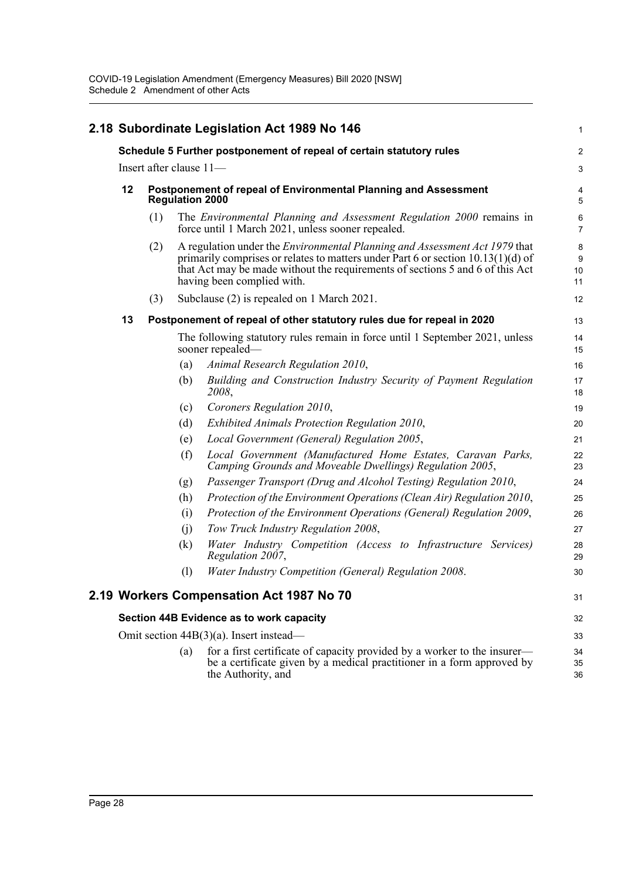## 2.18 Subordinate Legislation Act 1989 No 146

### Schedule 5 Further postponement of repeal of certain statutory rules

Insert after clause 11—

**12 Postponement of repeal of Environmental Planning and Assessment Regulation 2000**

(1) The *Environmental Planning and Assessment Regulation 2000* remains in force until 1 March 2021, unless sooner repealed.

(2) A regulation under the *Environmental Planning and Assessment Act 1979* that primarily comprises or relates to matters under Part 6 or section 10.13(1)(d) of that Act may be made without the requirements of sections 5 and 6 of this Act having been complied with.

(3) Subclause (2) is repealed on 1 March 2021.

**13 Postponement of repeal of other statutory rules due for repeal in 2020**

The following statutory rules remain in force until 1 September 2021, unless sooner repealed—

(a) *Animal Research Regulation 2010*,

(b) *Building and Construction Industry Security of Payment Regulation 2008*,

(c) *Coroners Regulation 2010*,

(d) *Exhibited Animals Protection Regulation 2010*,

(e) *Local Government (General) Regulation 2005*,

(f) *Local Government (Manufactured Home Estates, Caravan Parks, Camping Grounds and Moveable Dwellings) Regulation 2005*,

(g) *Passenger Transport (Drug and Alcohol Testing) Regulation 2010*,

(h) *Protection of the Environment Operations (Clean Air) Regulation 2010*,

(i) *Protection of the Environment Operations (General) Regulation 2009*,

(j) *Tow Truck Industry Regulation 2008*,

(k) *Water Industry Competition (Access to Infrastructure Services) Regulation 2007*,

(l) *Water Industry Competition (General) Regulation 2008*.

## 2.19 Workers Compensation Act 1987 No 70

### Section 44B Evidence as to work capacity

Omit section 44B(3)(a). Insert instead—

(a) for a first certificate of capacity provided by a worker to the insurer—be a certificate given by a medical practitioner in a form approved by the Authority, and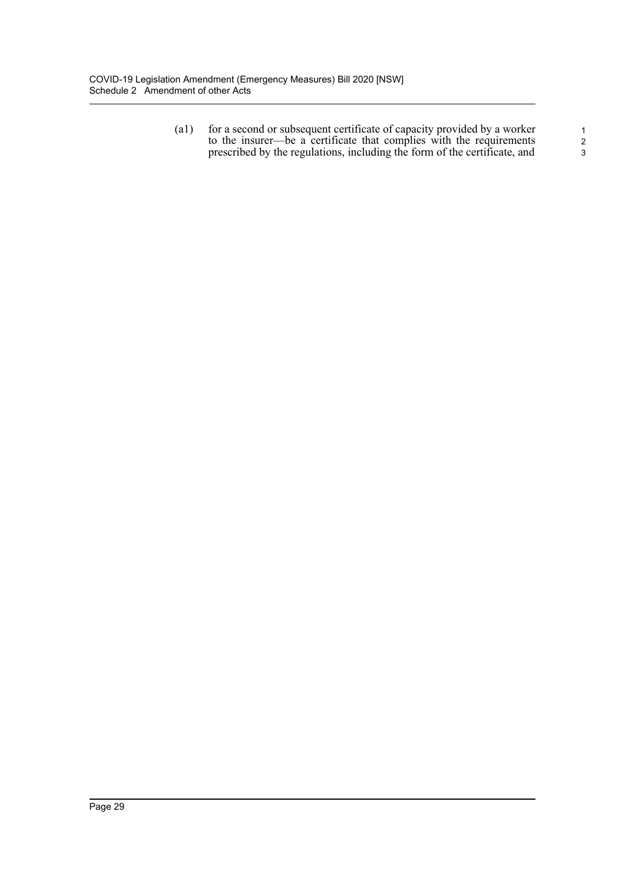(a1) for a second or subsequent certificate of capacity provided by a worker to the insurer—be a certificate that complies with the requirements prescribed by the regulations, including the form of the certificate, and